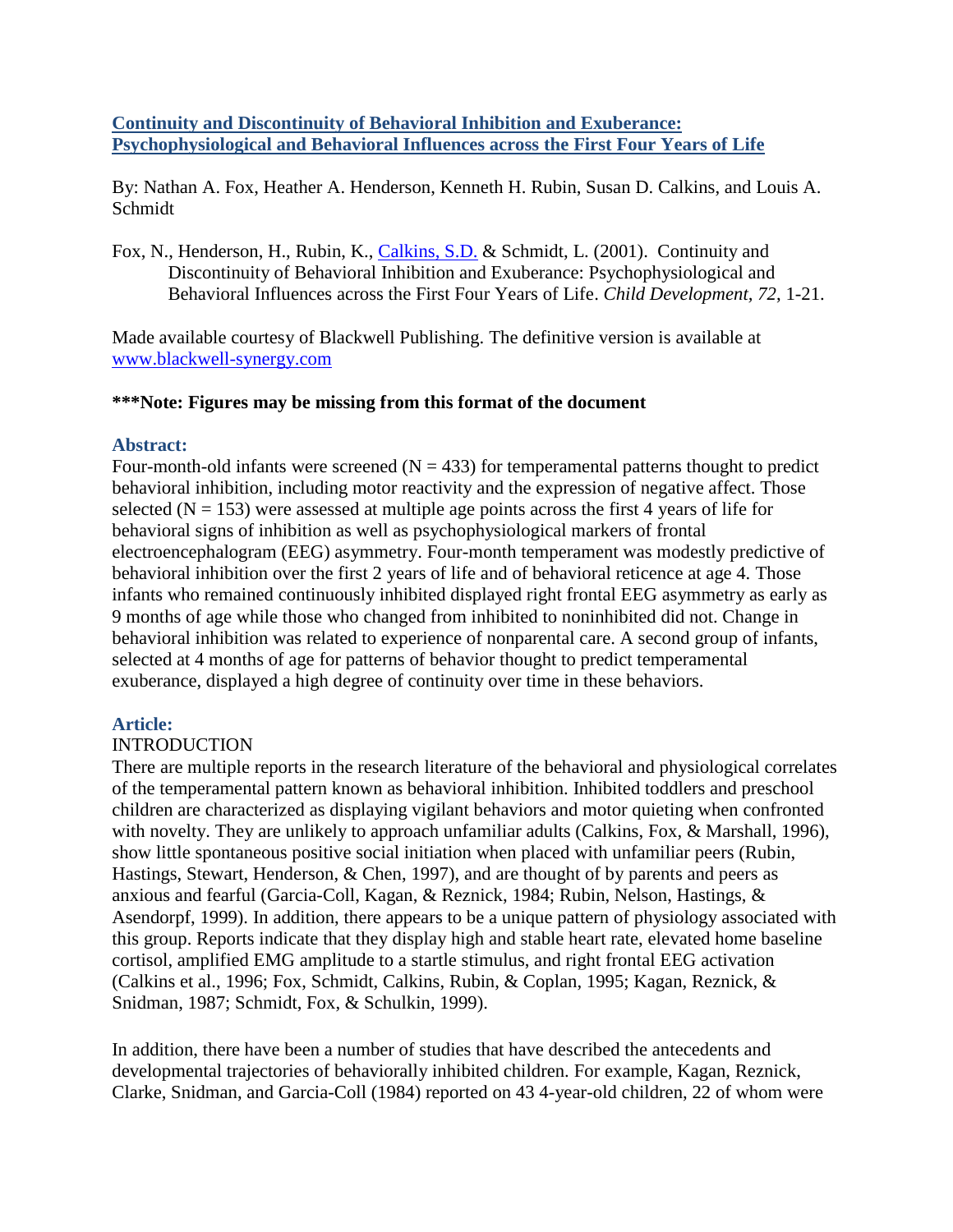**Continuity and Discontinuity of Behavioral Inhibition and Exuberance: Psychophysiological and Behavioral Influences across the First Four Years of Life**

By: Nathan A. Fox, Heather A. Henderson, Kenneth H. Rubin, Susan D. Calkins, and Louis A. Schmidt

Fox, N., Henderson, H., Rubin, K., Calkins, S.D. & Schmidt, L. (2001). Continuity and Discontinuity of Behavioral Inhibition and Exuberance: Psychophysiological and Behavioral Influences across the First Four Years of Life. *Child Development, 72,* 1-21.

Made available courtesy of Blackwell Publishing. The definitive version is available at www.blackwell-synergy.com

**\*\*\*Note: Figures may be missing from this format of the document**

## Abstract:

Four-month-old infants were screened (N = 433) for temperamental patterns thought to predict behavioral inhibition, including motor reactivity and the expression of negative affect. Those selected (N = 153) were assessed at multiple age points across the first 4 years of life for behavioral signs of inhibition as well as psychophysiological markers of frontal electroencephalogram (EEG) asymmetry. Four-month temperament was modestly predictive of behavioral inhibition over the first 2 years of life and of behavioral reticence at age 4. Those infants who remained continuously inhibited displayed right frontal EEG asymmetry as early as 9 months of age while those who changed from inhibited to noninhibited did not. Change in behavioral inhibition was related to experience of nonparental care. A second group of infants, selected at 4 months of age for patterns of behavior thought to predict temperamental exuberance, displayed a high degree of continuity over time in these behaviors.

## Article:

### INTRODUCTION

There are multiple reports in the research literature of the behavioral and physiological correlates of the temperamental pattern known as behavioral inhibition. Inhibited toddlers and preschool children are characterized as displaying vigilant behaviors and motor quieting when confronted with novelty. They are unlikely to approach unfamiliar adults (Calkins, Fox, & Marshall, 1996), show little spontaneous positive social initiation when placed with unfamiliar peers (Rubin, Hastings, Stewart, Henderson, & Chen, 1997), and are thought of by parents and peers as anxious and fearful (Garcia-Coll, Kagan, & Reznick, 1984; Rubin, Nelson, Hastings, & Asendorpf, 1999). In addition, there appears to be a unique pattern of physiology associated with this group. Reports indicate that they display high and stable heart rate, elevated home baseline cortisol, amplified EMG amplitude to a startle stimulus, and right frontal EEG activation (Calkins et al., 1996; Fox, Schmidt, Calkins, Rubin, & Coplan, 1995; Kagan, Reznick, & Snidman, 1987; Schmidt, Fox, & Schulkin, 1999).

In addition, there have been a number of studies that have described the antecedents and developmental trajectories of behaviorally inhibited children. For example, Kagan, Reznick, Clarke, Snidman, and Garcia-Coll (1984) reported on 43 4-year-old children, 22 of whom were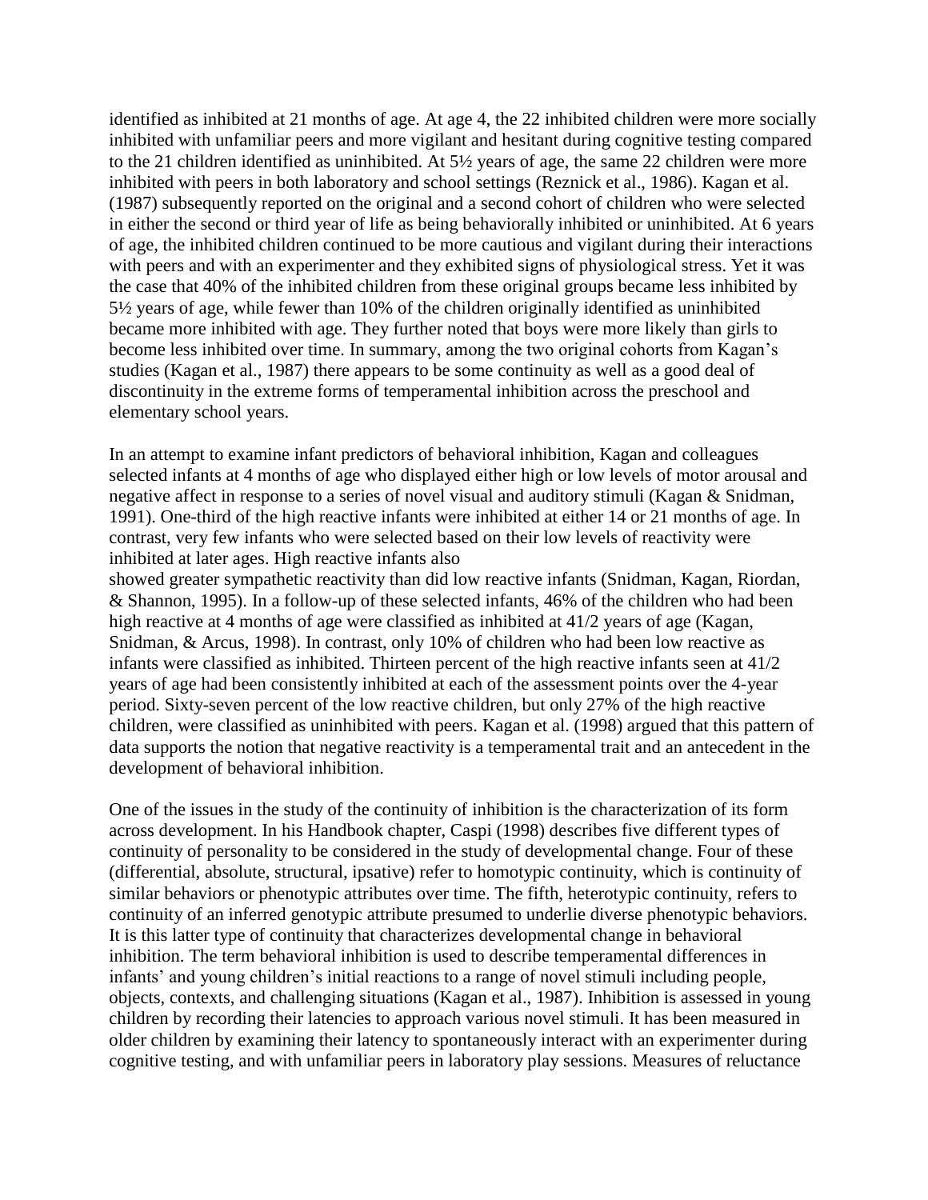identified as inhibited at 21 months of age. At age 4, the 22 inhibited children were more socially inhibited with unfamiliar peers and more vigilant and hesitant during cognitive testing compared to the 21 children identified as uninhibited. At 5½ years of age, the same 22 children were more inhibited with peers in both laboratory and school settings (Reznick et al., 1986). Kagan et al. (1987) subsequently reported on the original and a second cohort of children who were selected in either the second or third year of life as being behaviorally inhibited or uninhibited. At 6 years of age, the inhibited children continued to be more cautious and vigilant during their interactions with peers and with an experimenter and they exhibited signs of physiological stress. Yet it was the case that 40% of the inhibited children from these original groups became less inhibited by 5½ years of age, while fewer than 10% of the children originally identified as uninhibited became more inhibited with age. They further noted that boys were more likely than girls to become less inhibited over time. In summary, among the two original cohorts from Kagan's studies (Kagan et al., 1987) there appears to be some continuity as well as a good deal of discontinuity in the extreme forms of temperamental inhibition across the preschool and elementary school years.

In an attempt to examine infant predictors of behavioral inhibition, Kagan and colleagues selected infants at 4 months of age who displayed either high or low levels of motor arousal and negative affect in response to a series of novel visual and auditory stimuli (Kagan & Snidman, 1991). One-third of the high reactive infants were inhibited at either 14 or 21 months of age. In contrast, very few infants who were selected based on their low levels of reactivity were inhibited at later ages. High reactive infants also showed greater sympathetic reactivity than did low reactive infants (Snidman, Kagan, Riordan, & Shannon, 1995). In a follow-up of these selected infants, 46% of the children who had been high reactive at 4 months of age were classified as inhibited at 41/2 years of age (Kagan, Snidman, & Arcus, 1998). In contrast, only 10% of children who had been low reactive as infants were classified as inhibited. Thirteen percent of the high reactive infants seen at 41/2 years of age had been consistently inhibited at each of the assessment points over the 4-year period. Sixty-seven percent of the low reactive children, but only 27% of the high reactive children, were classified as uninhibited with peers. Kagan et al. (1998) argued that this pattern of data supports the notion that negative reactivity is a temperamental trait and an antecedent in the development of behavioral inhibition.

One of the issues in the study of the continuity of inhibition is the characterization of its form across development. In his Handbook chapter, Caspi (1998) describes five different types of continuity of personality to be considered in the study of developmental change. Four of these (differential, absolute, structural, ipsative) refer to homotypic continuity, which is continuity of similar behaviors or phenotypic attributes over time. The fifth, heterotypic continuity, refers to continuity of an inferred genotypic attribute presumed to underlie diverse phenotypic behaviors. It is this latter type of continuity that characterizes developmental change in behavioral inhibition. The term behavioral inhibition is used to describe temperamental differences in infants' and young children's initial reactions to a range of novel stimuli including people, objects, contexts, and challenging situations (Kagan et al., 1987). Inhibition is assessed in young children by recording their latencies to approach various novel stimuli. It has been measured in older children by examining their latency to spontaneously interact with an experimenter during cognitive testing, and with unfamiliar peers in laboratory play sessions. Measures of reluctance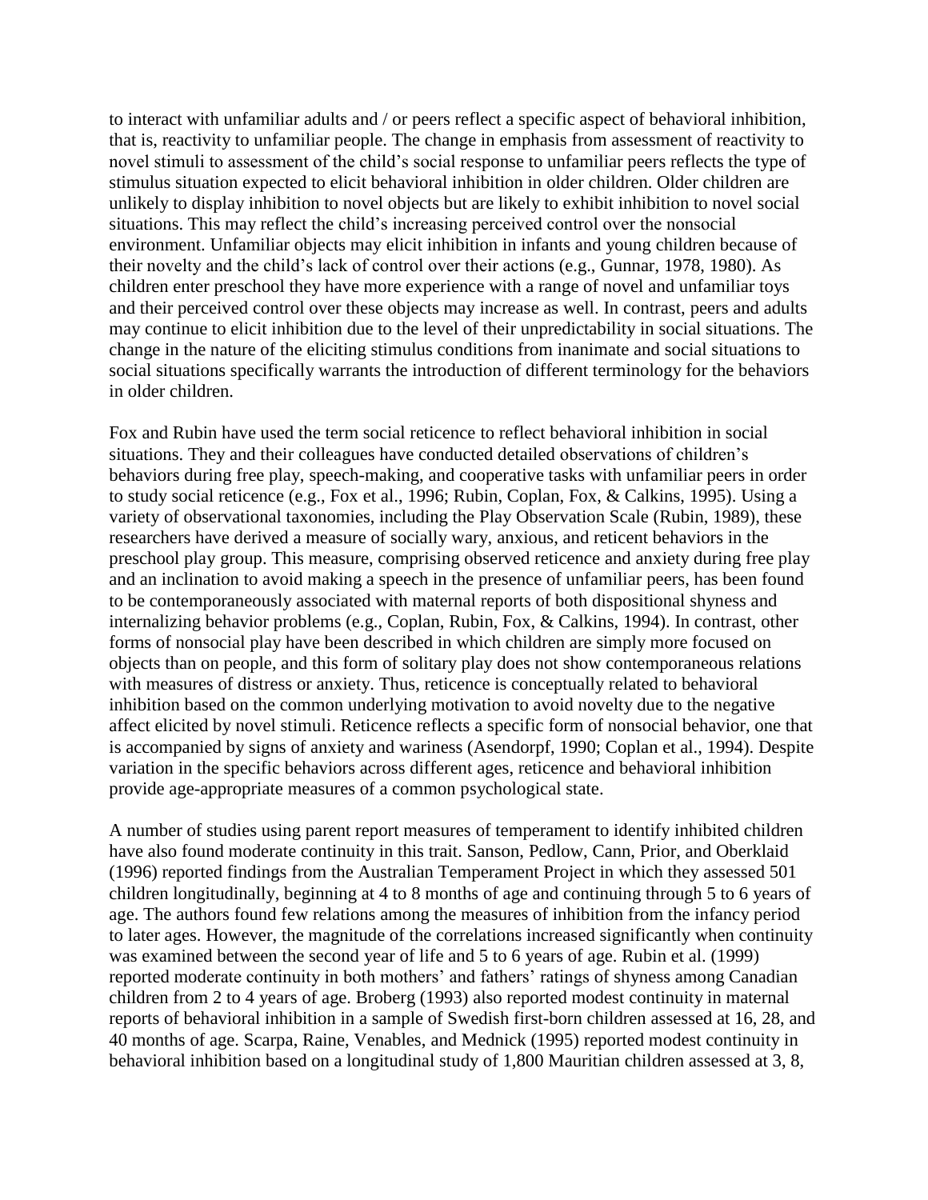to interact with unfamiliar adults and / or peers reflect a specific aspect of behavioral inhibition, that is, reactivity to unfamiliar people. The change in emphasis from assessment of reactivity to novel stimuli to assessment of the child's social response to unfamiliar peers reflects the type of stimulus situation expected to elicit behavioral inhibition in older children. Older children are unlikely to display inhibition to novel objects but are likely to exhibit inhibition to novel social situations. This may reflect the child's increasing perceived control over the nonsocial environment. Unfamiliar objects may elicit inhibition in infants and young children because of their novelty and the child's lack of control over their actions (e.g., Gunnar, 1978, 1980). As children enter preschool they have more experience with a range of novel and unfamiliar toys and their perceived control over these objects may increase as well. In contrast, peers and adults may continue to elicit inhibition due to the level of their unpredictability in social situations. The change in the nature of the eliciting stimulus conditions from inanimate and social situations to social situations specifically warrants the introduction of different terminology for the behaviors in older children.

Fox and Rubin have used the term social reticence to reflect behavioral inhibition in social situations. They and their colleagues have conducted detailed observations of children's behaviors during free play, speech-making, and cooperative tasks with unfamiliar peers in order to study social reticence (e.g., Fox et al., 1996; Rubin, Coplan, Fox, & Calkins, 1995). Using a variety of observational taxonomies, including the Play Observation Scale (Rubin, 1989), these researchers have derived a measure of socially wary, anxious, and reticent behaviors in the preschool play group. This measure, comprising observed reticence and anxiety during free play and an inclination to avoid making a speech in the presence of unfamiliar peers, has been found to be contemporaneously associated with maternal reports of both dispositional shyness and internalizing behavior problems (e.g., Coplan, Rubin, Fox, & Calkins, 1994). In contrast, other forms of nonsocial play have been described in which children are simply more focused on objects than on people, and this form of solitary play does not show contemporaneous relations with measures of distress or anxiety. Thus, reticence is conceptually related to behavioral inhibition based on the common underlying motivation to avoid novelty due to the negative affect elicited by novel stimuli. Reticence reflects a specific form of nonsocial behavior, one that is accompanied by signs of anxiety and wariness (Asendorpf, 1990; Coplan et al., 1994). Despite variation in the specific behaviors across different ages, reticence and behavioral inhibition provide age-appropriate measures of a common psychological state.

A number of studies using parent report measures of temperament to identify inhibited children have also found moderate continuity in this trait. Sanson, Pedlow, Cann, Prior, and Oberklaid (1996) reported findings from the Australian Temperament Project in which they assessed 501 children longitudinally, beginning at 4 to 8 months of age and continuing through 5 to 6 years of age. The authors found few relations among the measures of inhibition from the infancy period to later ages. However, the magnitude of the correlations increased significantly when continuity was examined between the second year of life and 5 to 6 years of age. Rubin et al. (1999) reported moderate continuity in both mothers' and fathers' ratings of shyness among Canadian children from 2 to 4 years of age. Broberg (1993) also reported modest continuity in maternal reports of behavioral inhibition in a sample of Swedish first-born children assessed at 16, 28, and 40 months of age. Scarpa, Raine, Venables, and Mednick (1995) reported modest continuity in behavioral inhibition based on a longitudinal study of 1,800 Mauritian children assessed at 3, 8,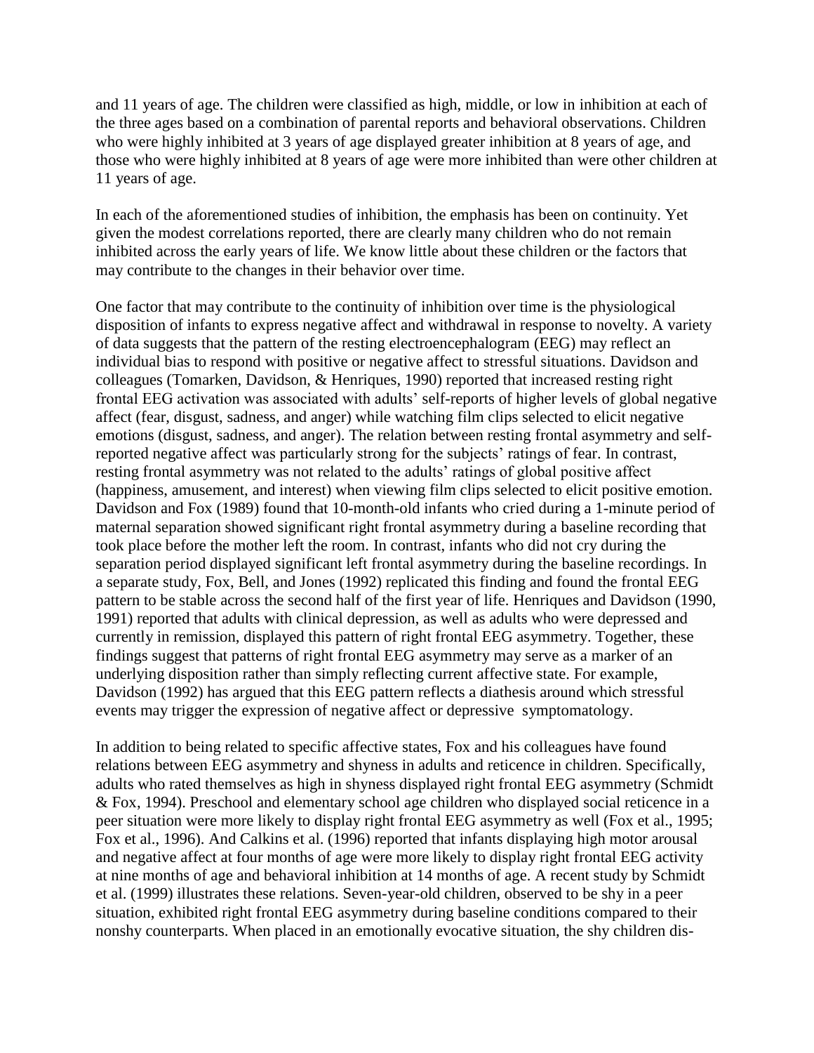and 11 years of age. The children were classified as high, middle, or low in inhibition at each of the three ages based on a combination of parental reports and behavioral observations. Children who were highly inhibited at 3 years of age displayed greater inhibition at 8 years of age, and those who were highly inhibited at 8 years of age were more inhibited than were other children at 11 years of age.

In each of the aforementioned studies of inhibition, the emphasis has been on continuity. Yet given the modest correlations reported, there are clearly many children who do not remain inhibited across the early years of life. We know little about these children or the factors that may contribute to the changes in their behavior over time.

One factor that may contribute to the continuity of inhibition over time is the physiological disposition of infants to express negative affect and withdrawal in response to novelty. A variety of data suggests that the pattern of the resting electroencephalogram (EEG) may reflect an individual bias to respond with positive or negative affect to stressful situations. Davidson and colleagues (Tomarken, Davidson, & Henriques, 1990) reported that increased resting right frontal EEG activation was associated with adults' self-reports of higher levels of global negative affect (fear, disgust, sadness, and anger) while watching film clips selected to elicit negative emotions (disgust, sadness, and anger). The relation between resting frontal asymmetry and self-reported negative affect was particularly strong for the subjects' ratings of fear. In contrast, resting frontal asymmetry was not related to the adults' ratings of global positive affect (happiness, amusement, and interest) when viewing film clips selected to elicit positive emotion. Davidson and Fox (1989) found that 10-month-old infants who cried during a 1-minute period of maternal separation showed significant right frontal asymmetry during a baseline recording that took place before the mother left the room. In contrast, infants who did not cry during the separation period displayed significant left frontal asymmetry during the baseline recordings. In a separate study, Fox, Bell, and Jones (1992) replicated this finding and found the frontal EEG pattern to be stable across the second half of the first year of life. Henriques and Davidson (1990, 1991) reported that adults with clinical depression, as well as adults who were depressed and currently in remission, displayed this pattern of right frontal EEG asymmetry. Together, these findings suggest that patterns of right frontal EEG asymmetry may serve as a marker of an underlying disposition rather than simply reflecting current affective state. For example, Davidson (1992) has argued that this EEG pattern reflects a diathesis around which stressful events may trigger the expression of negative affect or depressive symptomatology.

In addition to being related to specific affective states, Fox and his colleagues have found relations between EEG asymmetry and shyness in adults and reticence in children. Specifically, adults who rated themselves as high in shyness displayed right frontal EEG asymmetry (Schmidt & Fox, 1994). Preschool and elementary school age children who displayed social reticence in a peer situation were more likely to display right frontal EEG asymmetry as well (Fox et al., 1995; Fox et al., 1996). And Calkins et al. (1996) reported that infants displaying high motor arousal and negative affect at four months of age were more likely to display right frontal EEG activity at nine months of age and behavioral inhibition at 14 months of age. A recent study by Schmidt et al. (1999) illustrates these relations. Seven-year-old children, observed to be shy in a peer situation, exhibited right frontal EEG asymmetry during baseline conditions compared to their nonshy counterparts. When placed in an emotionally evocative situation, the shy children dis-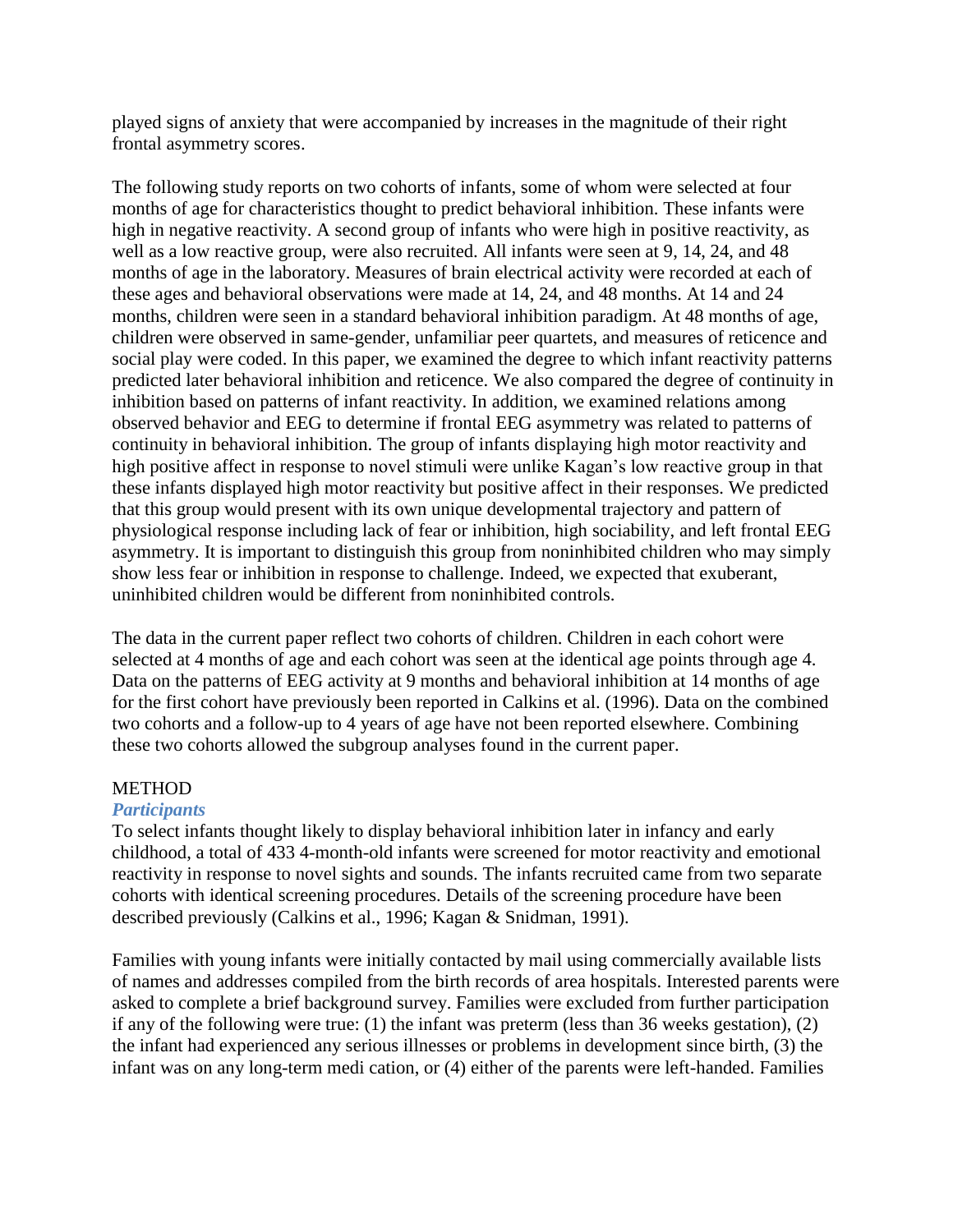played signs of anxiety that were accompanied by increases in the magnitude of their right frontal asymmetry scores.

The following study reports on two cohorts of infants, some of whom were selected at four months of age for characteristics thought to predict behavioral inhibition. These infants were high in negative reactivity. A second group of infants who were high in positive reactivity, as well as a low reactive group, were also recruited. All infants were seen at 9, 14, 24, and 48 months of age in the laboratory. Measures of brain electrical activity were recorded at each of these ages and behavioral observations were made at 14, 24, and 48 months. At 14 and 24 months, children were seen in a standard behavioral inhibition paradigm. At 48 months of age, children were observed in same-gender, unfamiliar peer quartets, and measures of reticence and social play were coded. In this paper, we examined the degree to which infant reactivity patterns predicted later behavioral inhibition and reticence. We also compared the degree of continuity in inhibition based on patterns of infant reactivity. In addition, we examined relations among observed behavior and EEG to determine if frontal EEG asymmetry was related to patterns of continuity in behavioral inhibition. The group of infants displaying high motor reactivity and high positive affect in response to novel stimuli were unlike Kagan's low reactive group in that these infants displayed high motor reactivity but positive affect in their responses. We predicted that this group would present with its own unique developmental trajectory and pattern of physiological response including lack of fear or inhibition, high sociability, and left frontal EEG asymmetry. It is important to distinguish this group from noninhibited children who may simply show less fear or inhibition in response to challenge. Indeed, we expected that exuberant, uninhibited children would be different from noninhibited controls.

The data in the current paper reflect two cohorts of children. Children in each cohort were selected at 4 months of age and each cohort was seen at the identical age points through age 4. Data on the patterns of EEG activity at 9 months and behavioral inhibition at 14 months of age for the first cohort have previously been reported in Calkins et al. (1996). Data on the combined two cohorts and a follow-up to 4 years of age have not been reported elsewhere. Combining these two cohorts allowed the subgroup analyses found in the current paper.

## METHOD

### *Participants*

To select infants thought likely to display behavioral inhibition later in infancy and early childhood, a total of 433 4-month-old infants were screened for motor reactivity and emotional reactivity in response to novel sights and sounds. The infants recruited came from two separate cohorts with identical screening procedures. Details of the screening procedure have been described previously (Calkins et al., 1996; Kagan & Snidman, 1991).

Families with young infants were initially contacted by mail using commercially available lists of names and addresses compiled from the birth records of area hospitals. Interested parents were asked to complete a brief background survey. Families were excluded from further participation if any of the following were true: (1) the infant was preterm (less than 36 weeks gestation), (2) the infant had experienced any serious illnesses or problems in development since birth, (3) the infant was on any long-term medi cation, or (4) either of the parents were left-handed. Families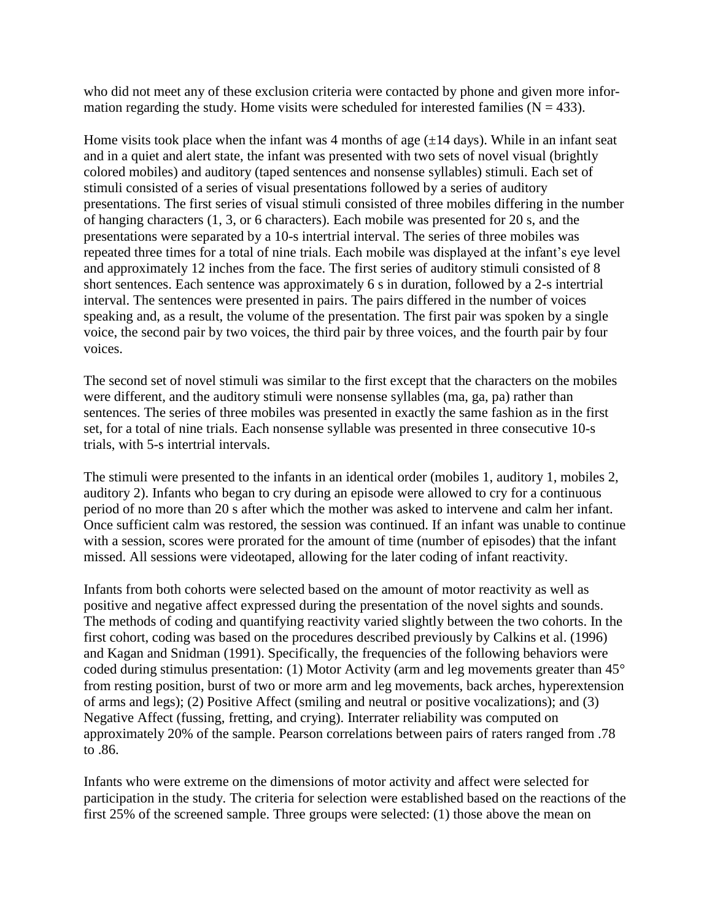who did not meet any of these exclusion criteria were contacted by phone and given more information regarding the study. Home visits were scheduled for interested families (N = 433).

Home visits took place when the infant was 4 months of age (±14 days). While in an infant seat and in a quiet and alert state, the infant was presented with two sets of novel visual (brightly colored mobiles) and auditory (taped sentences and nonsense syllables) stimuli. Each set of stimuli consisted of a series of visual presentations followed by a series of auditory presentations. The first series of visual stimuli consisted of three mobiles differing in the number of hanging characters (1, 3, or 6 characters). Each mobile was presented for 20 s, and the presentations were separated by a 10-s intertrial interval. The series of three mobiles was repeated three times for a total of nine trials. Each mobile was displayed at the infant's eye level and approximately 12 inches from the face. The first series of auditory stimuli consisted of 8 short sentences. Each sentence was approximately 6 s in duration, followed by a 2-s intertrial interval. The sentences were presented in pairs. The pairs differed in the number of voices speaking and, as a result, the volume of the presentation. The first pair was spoken by a single voice, the second pair by two voices, the third pair by three voices, and the fourth pair by four voices.

The second set of novel stimuli was similar to the first except that the characters on the mobiles were different, and the auditory stimuli were nonsense syllables (ma, ga, pa) rather than sentences. The series of three mobiles was presented in exactly the same fashion as in the first set, for a total of nine trials. Each nonsense syllable was presented in three consecutive 10-s trials, with 5-s intertrial intervals.

The stimuli were presented to the infants in an identical order (mobiles 1, auditory 1, mobiles 2, auditory 2). Infants who began to cry during an episode were allowed to cry for a continuous period of no more than 20 s after which the mother was asked to intervene and calm her infant. Once sufficient calm was restored, the session was continued. If an infant was unable to continue with a session, scores were prorated for the amount of time (number of episodes) that the infant missed. All sessions were videotaped, allowing for the later coding of infant reactivity.

Infants from both cohorts were selected based on the amount of motor reactivity as well as positive and negative affect expressed during the presentation of the novel sights and sounds. The methods of coding and quantifying reactivity varied slightly between the two cohorts. In the first cohort, coding was based on the procedures described previously by Calkins et al. (1996) and Kagan and Snidman (1991). Specifically, the frequencies of the following behaviors were coded during stimulus presentation: (1) Motor Activity (arm and leg movements greater than 45° from resting position, burst of two or more arm and leg movements, back arches, hyperextension of arms and legs); (2) Positive Affect (smiling and neutral or positive vocalizations); and (3) Negative Affect (fussing, fretting, and crying). Interrater reliability was computed on approximately 20% of the sample. Pearson correlations between pairs of raters ranged from .78 to .86.

Infants who were extreme on the dimensions of motor activity and affect were selected for participation in the study. The criteria for selection were established based on the reactions of the first 25% of the screened sample. Three groups were selected: (1) those above the mean on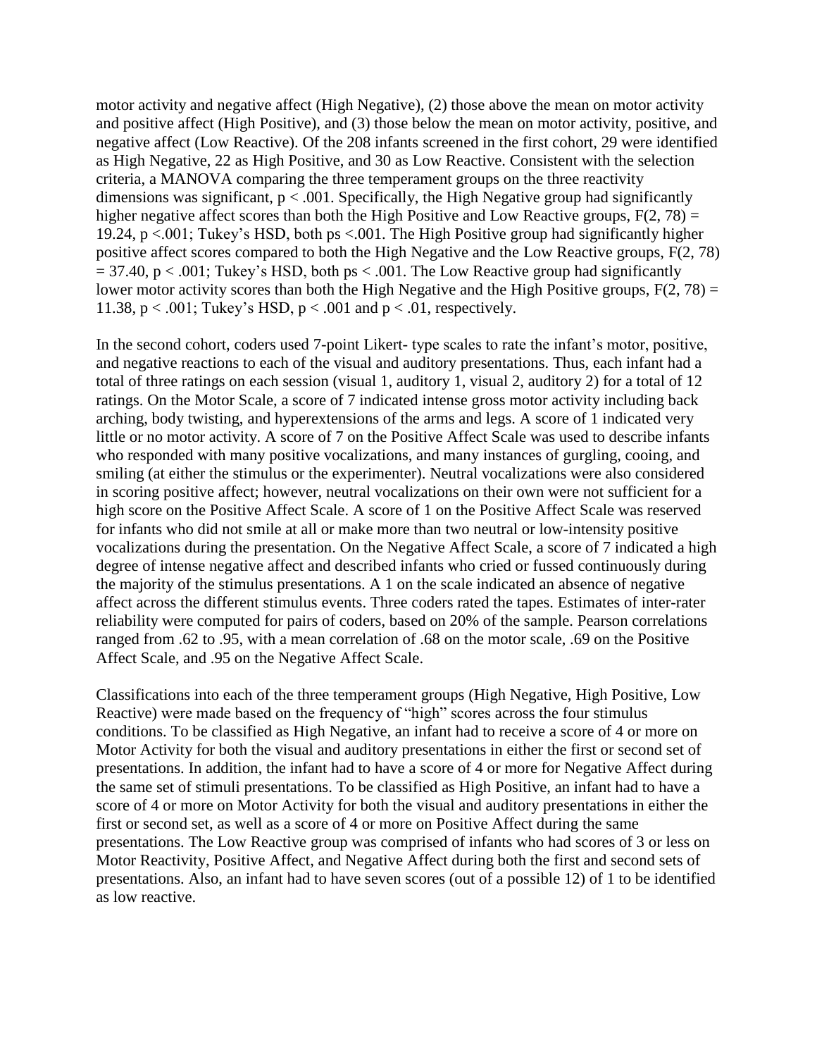motor activity and negative affect (High Negative), (2) those above the mean on motor activity and positive affect (High Positive), and (3) those below the mean on motor activity, positive, and negative affect (Low Reactive). Of the 208 infants screened in the first cohort, 29 were identified as High Negative, 22 as High Positive, and 30 as Low Reactive. Consistent with the selection criteria, a MANOVA comparing the three temperament groups on the three reactivity dimensions was significant, $p < .001$. Specifically, the High Negative group had significantly higher negative affect scores than both the High Positive and Low Reactive groups, $F(2, 78) = 19.24$, $p < .001$; Tukey's HSD, both ps $< .001$. The High Positive group had significantly higher positive affect scores compared to both the High Negative and the Low Reactive groups, $F(2, 78) = 37.40$, $p < .001$; Tukey's HSD, both ps $< .001$. The Low Reactive group had significantly lower motor activity scores than both the High Negative and the High Positive groups, $F(2, 78) = 11.38$, $p < .001$; Tukey's HSD, $p < .001$ and $p < .01$, respectively.

In the second cohort, coders used 7-point Likert- type scales to rate the infant's motor, positive, and negative reactions to each of the visual and auditory presentations. Thus, each infant had a total of three ratings on each session (visual 1, auditory 1, visual 2, auditory 2) for a total of 12 ratings. On the Motor Scale, a score of 7 indicated intense gross motor activity including back arching, body twisting, and hyperextensions of the arms and legs. A score of 1 indicated very little or no motor activity. A score of 7 on the Positive Affect Scale was used to describe infants who responded with many positive vocalizations, and many instances of gurgling, cooing, and smiling (at either the stimulus or the experimenter). Neutral vocalizations were also considered in scoring positive affect; however, neutral vocalizations on their own were not sufficient for a high score on the Positive Affect Scale. A score of 1 on the Positive Affect Scale was reserved for infants who did not smile at all or make more than two neutral or low-intensity positive vocalizations during the presentation. On the Negative Affect Scale, a score of 7 indicated a high degree of intense negative affect and described infants who cried or fussed continuously during the majority of the stimulus presentations. A 1 on the scale indicated an absence of negative affect across the different stimulus events. Three coders rated the tapes. Estimates of inter-rater reliability were computed for pairs of coders, based on 20% of the sample. Pearson correlations ranged from .62 to .95, with a mean correlation of .68 on the motor scale, .69 on the Positive Affect Scale, and .95 on the Negative Affect Scale.

Classifications into each of the three temperament groups (High Negative, High Positive, Low Reactive) were made based on the frequency of "high" scores across the four stimulus conditions. To be classified as High Negative, an infant had to receive a score of 4 or more on Motor Activity for both the visual and auditory presentations in either the first or second set of presentations. In addition, the infant had to have a score of 4 or more for Negative Affect during the same set of stimuli presentations. To be classified as High Positive, an infant had to have a score of 4 or more on Motor Activity for both the visual and auditory presentations in either the first or second set, as well as a score of 4 or more on Positive Affect during the same presentations. The Low Reactive group was comprised of infants who had scores of 3 or less on Motor Reactivity, Positive Affect, and Negative Affect during both the first and second sets of presentations. Also, an infant had to have seven scores (out of a possible 12) of 1 to be identified as low reactive.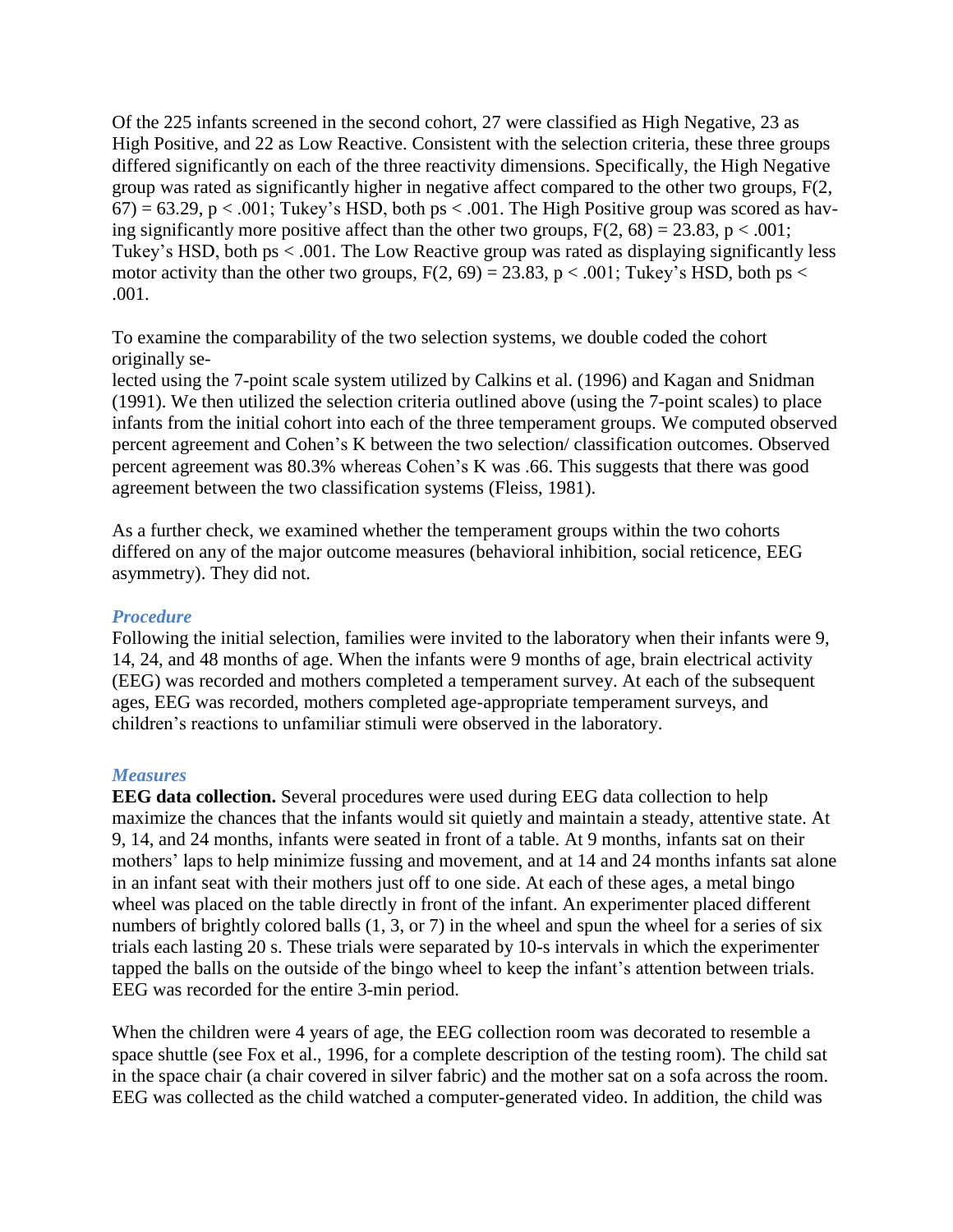Of the 225 infants screened in the second cohort, 27 were classified as High Negative, 23 as High Positive, and 22 as Low Reactive. Consistent with the selection criteria, these three groups differed significantly on each of the three reactivity dimensions. Specifically, the High Negative group was rated as significantly higher in negative affect compared to the other two groups, $F(2, 67) = 63.29$, $p < .001$; Tukey's HSD, both $ps < .001$. The High Positive group was scored as having significantly more positive affect than the other two groups, $F(2, 68) = 23.83$, $p < .001$; Tukey's HSD, both $ps < .001$. The Low Reactive group was rated as displaying significantly less motor activity than the other two groups, $F(2, 69) = 23.83$, $p < .001$; Tukey's HSD, both $ps < .001$.

To examine the comparability of the two selection systems, we double coded the cohort originally selected using the 7-point scale system utilized by Calkins et al. (1996) and Kagan and Snidman (1991). We then utilized the selection criteria outlined above (using the 7-point scales) to place infants from the initial cohort into each of the three temperament groups. We computed observed percent agreement and Cohen's K between the two selection/ classification outcomes. Observed percent agreement was 80.3% whereas Cohen's K was .66. This suggests that there was good agreement between the two classification systems (Fleiss, 1981).

As a further check, we examined whether the temperament groups within the two cohorts differed on any of the major outcome measures (behavioral inhibition, social reticence, EEG asymmetry). They did not.

### *Procedure*

Following the initial selection, families were invited to the laboratory when their infants were 9, 14, 24, and 48 months of age. When the infants were 9 months of age, brain electrical activity (EEG) was recorded and mothers completed a temperament survey. At each of the subsequent ages, EEG was recorded, mothers completed age-appropriate temperament surveys, and children's reactions to unfamiliar stimuli were observed in the laboratory.

### *Measures*

**EEG data collection.** Several procedures were used during EEG data collection to help maximize the chances that the infants would sit quietly and maintain a steady, attentive state. At 9, 14, and 24 months, infants were seated in front of a table. At 9 months, infants sat on their mothers' laps to help minimize fussing and movement, and at 14 and 24 months infants sat alone in an infant seat with their mothers just off to one side. At each of these ages, a metal bingo wheel was placed on the table directly in front of the infant. An experimenter placed different numbers of brightly colored balls (1, 3, or 7) in the wheel and spun the wheel for a series of six trials each lasting 20 s. These trials were separated by 10-s intervals in which the experimenter tapped the balls on the outside of the bingo wheel to keep the infant's attention between trials. EEG was recorded for the entire 3-min period.

When the children were 4 years of age, the EEG collection room was decorated to resemble a space shuttle (see Fox et al., 1996, for a complete description of the testing room). The child sat in the space chair (a chair covered in silver fabric) and the mother sat on a sofa across the room. EEG was collected as the child watched a computer-generated video. In addition, the child was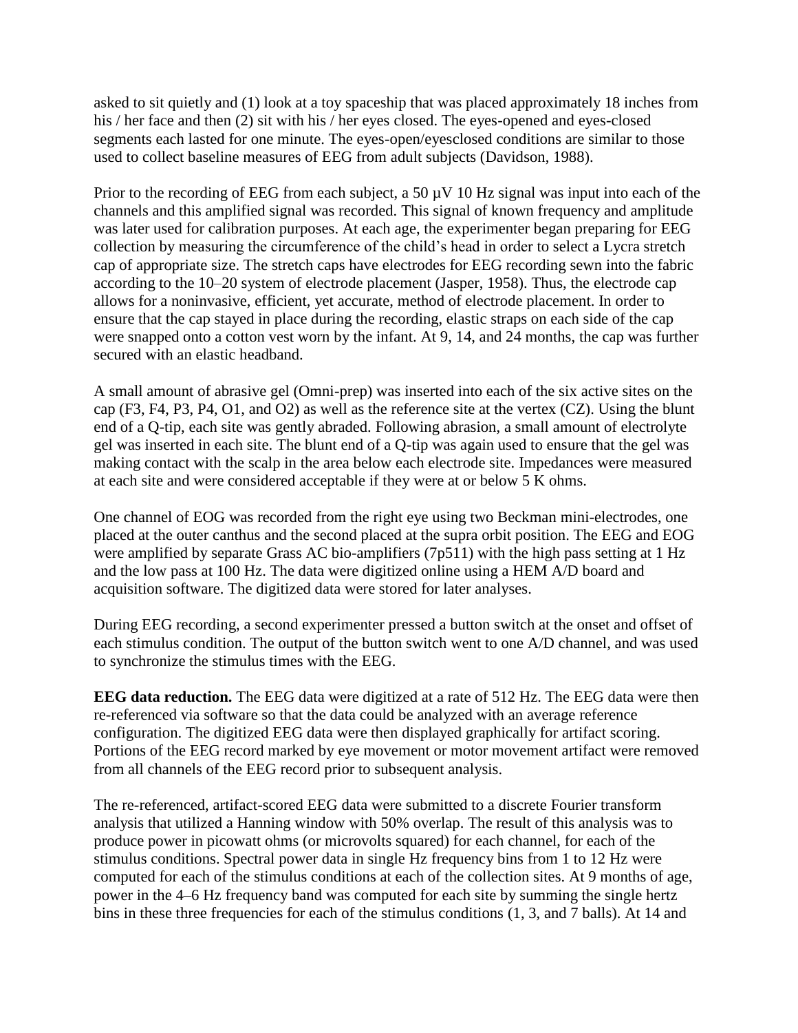asked to sit quietly and (1) look at a toy spaceship that was placed approximately 18 inches from his / her face and then (2) sit with his / her eyes closed. The eyes-opened and eyes-closed segments each lasted for one minute. The eyes-open/eyesclosed conditions are similar to those used to collect baseline measures of EEG from adult subjects (Davidson, 1988).

Prior to the recording of EEG from each subject, a 50 µV 10 Hz signal was input into each of the channels and this amplified signal was recorded. This signal of known frequency and amplitude was later used for calibration purposes. At each age, the experimenter began preparing for EEG collection by measuring the circumference of the child's head in order to select a Lycra stretch cap of appropriate size. The stretch caps have electrodes for EEG recording sewn into the fabric according to the 10–20 system of electrode placement (Jasper, 1958). Thus, the electrode cap allows for a noninvasive, efficient, yet accurate, method of electrode placement. In order to ensure that the cap stayed in place during the recording, elastic straps on each side of the cap were snapped onto a cotton vest worn by the infant. At 9, 14, and 24 months, the cap was further secured with an elastic headband.

A small amount of abrasive gel (Omni-prep) was inserted into each of the six active sites on the cap (F3, F4, P3, P4, O1, and O2) as well as the reference site at the vertex (CZ). Using the blunt end of a Q-tip, each site was gently abraded. Following abrasion, a small amount of electrolyte gel was inserted in each site. The blunt end of a Q-tip was again used to ensure that the gel was making contact with the scalp in the area below each electrode site. Impedances were measured at each site and were considered acceptable if they were at or below 5 K ohms.

One channel of EOG was recorded from the right eye using two Beckman mini-electrodes, one placed at the outer canthus and the second placed at the supra orbit position. The EEG and EOG were amplified by separate Grass AC bio-amplifiers (7p511) with the high pass setting at 1 Hz and the low pass at 100 Hz. The data were digitized online using a HEM A/D board and acquisition software. The digitized data were stored for later analyses.

During EEG recording, a second experimenter pressed a button switch at the onset and offset of each stimulus condition. The output of the button switch went to one A/D channel, and was used to synchronize the stimulus times with the EEG.

**EEG data reduction.** The EEG data were digitized at a rate of 512 Hz. The EEG data were then re-referenced via software so that the data could be analyzed with an average reference configuration. The digitized EEG data were then displayed graphically for artifact scoring. Portions of the EEG record marked by eye movement or motor movement artifact were removed from all channels of the EEG record prior to subsequent analysis.

The re-referenced, artifact-scored EEG data were submitted to a discrete Fourier transform analysis that utilized a Hanning window with 50% overlap. The result of this analysis was to produce power in picowatt ohms (or microvolts squared) for each channel, for each of the stimulus conditions. Spectral power data in single Hz frequency bins from 1 to 12 Hz were computed for each of the stimulus conditions at each of the collection sites. At 9 months of age, power in the 4–6 Hz frequency band was computed for each site by summing the single hertz bins in these three frequencies for each of the stimulus conditions (1, 3, and 7 balls). At 14 and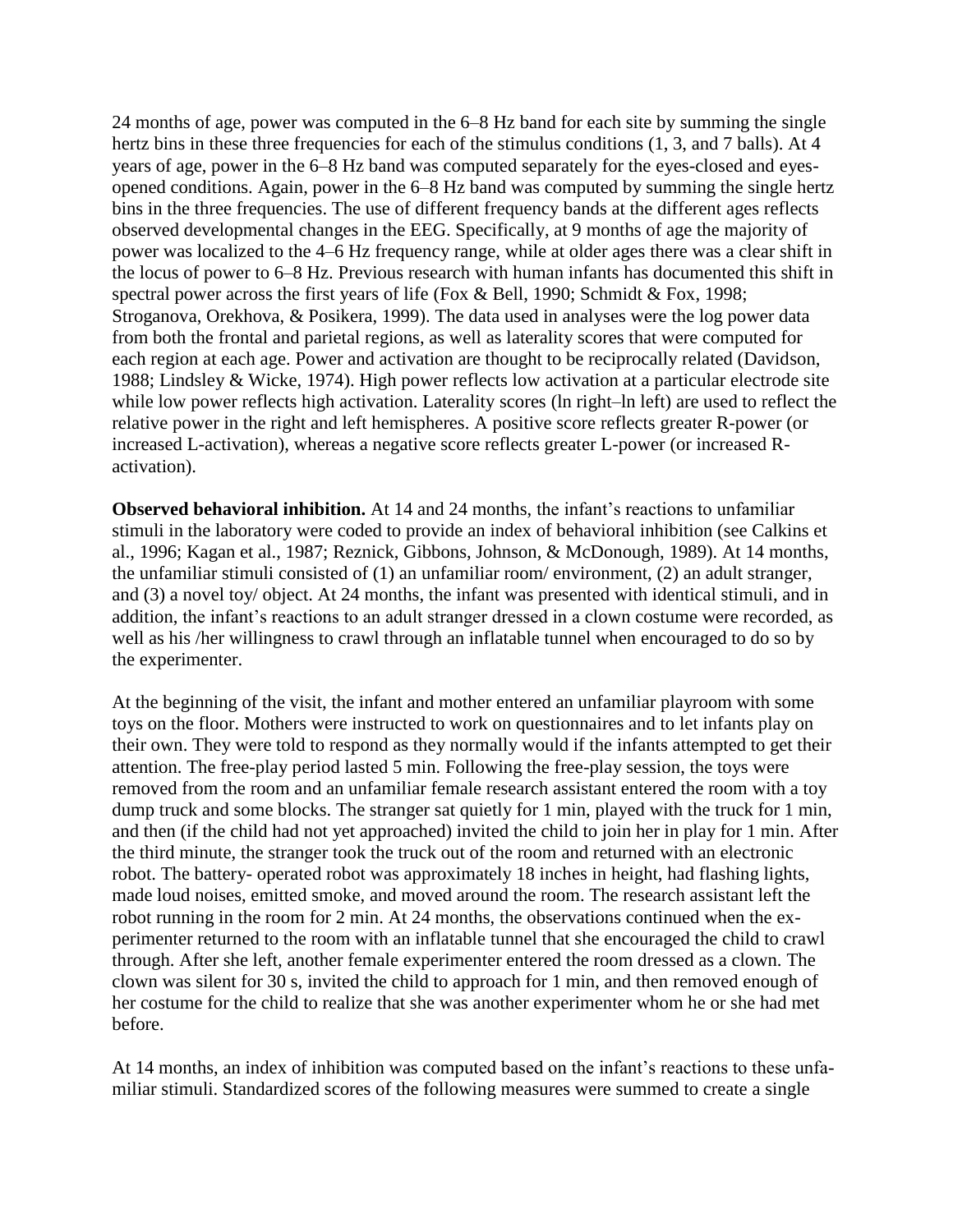24 months of age, power was computed in the 6–8 Hz band for each site by summing the single hertz bins in these three frequencies for each of the stimulus conditions (1, 3, and 7 balls). At 4 years of age, power in the 6–8 Hz band was computed separately for the eyes-closed and eyes-opened conditions. Again, power in the 6–8 Hz band was computed by summing the single hertz bins in the three frequencies. The use of different frequency bands at the different ages reflects observed developmental changes in the EEG. Specifically, at 9 months of age the majority of power was localized to the 4–6 Hz frequency range, while at older ages there was a clear shift in the locus of power to 6–8 Hz. Previous research with human infants has documented this shift in spectral power across the first years of life (Fox & Bell, 1990; Schmidt & Fox, 1998; Stroganova, Orekhova, & Posikera, 1999). The data used in analyses were the log power data from both the frontal and parietal regions, as well as laterality scores that were computed for each region at each age. Power and activation are thought to be reciprocally related (Davidson, 1988; Lindsley & Wicke, 1974). High power reflects low activation at a particular electrode site while low power reflects high activation. Laterality scores (ln right–ln left) are used to reflect the relative power in the right and left hemispheres. A positive score reflects greater R-power (or increased L-activation), whereas a negative score reflects greater L-power (or increased R-activation).

**Observed behavioral inhibition.** At 14 and 24 months, the infant's reactions to unfamiliar stimuli in the laboratory were coded to provide an index of behavioral inhibition (see Calkins et al., 1996; Kagan et al., 1987; Reznick, Gibbons, Johnson, & McDonough, 1989). At 14 months, the unfamiliar stimuli consisted of (1) an unfamiliar room/ environment, (2) an adult stranger, and (3) a novel toy/ object. At 24 months, the infant was presented with identical stimuli, and in addition, the infant's reactions to an adult stranger dressed in a clown costume were recorded, as well as his /her willingness to crawl through an inflatable tunnel when encouraged to do so by the experimenter.

At the beginning of the visit, the infant and mother entered an unfamiliar playroom with some toys on the floor. Mothers were instructed to work on questionnaires and to let infants play on their own. They were told to respond as they normally would if the infants attempted to get their attention. The free-play period lasted 5 min. Following the free-play session, the toys were removed from the room and an unfamiliar female research assistant entered the room with a toy dump truck and some blocks. The stranger sat quietly for 1 min, played with the truck for 1 min, and then (if the child had not yet approached) invited the child to join her in play for 1 min. After the third minute, the stranger took the truck out of the room and returned with an electronic robot. The battery- operated robot was approximately 18 inches in height, had flashing lights, made loud noises, emitted smoke, and moved around the room. The research assistant left the robot running in the room for 2 min. At 24 months, the observations continued when the experimenter returned to the room with an inflatable tunnel that she encouraged the child to crawl through. After she left, another female experimenter entered the room dressed as a clown. The clown was silent for 30 s, invited the child to approach for 1 min, and then removed enough of her costume for the child to realize that she was another experimenter whom he or she had met before.

At 14 months, an index of inhibition was computed based on the infant's reactions to these unfamiliar stimuli. Standardized scores of the following measures were summed to create a single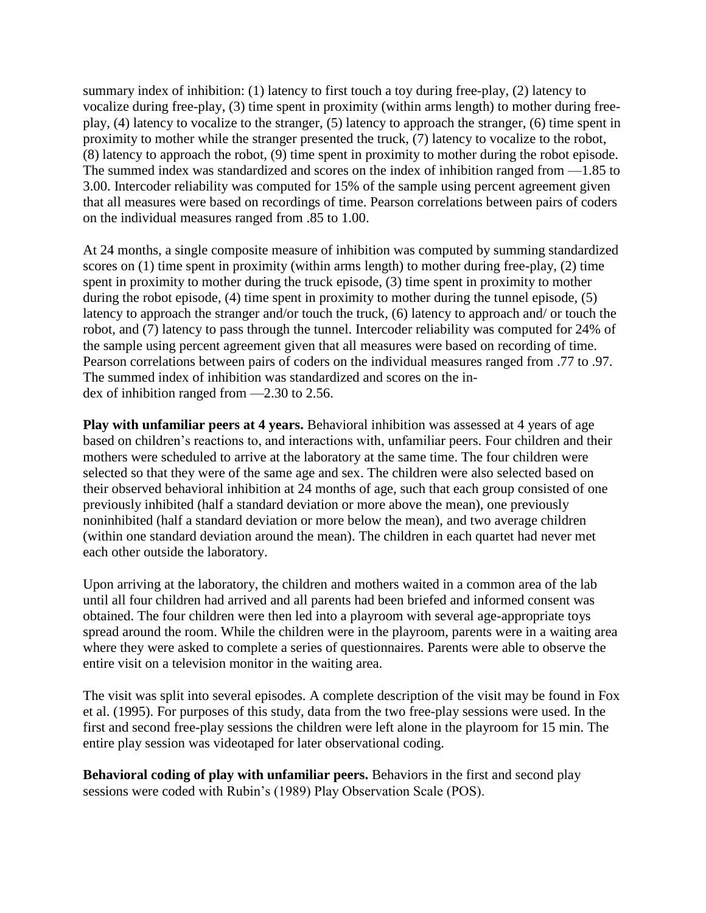summary index of inhibition: (1) latency to first touch a toy during free-play, (2) latency to vocalize during free-play, (3) time spent in proximity (within arms length) to mother during free-play, (4) latency to vocalize to the stranger, (5) latency to approach the stranger, (6) time spent in proximity to mother while the stranger presented the truck, (7) latency to vocalize to the robot, (8) latency to approach the robot, (9) time spent in proximity to mother during the robot episode. The summed index was standardized and scores on the index of inhibition ranged from —1.85 to 3.00. Intercoder reliability was computed for 15% of the sample using percent agreement given that all measures were based on recordings of time. Pearson correlations between pairs of coders on the individual measures ranged from .85 to 1.00.

At 24 months, a single composite measure of inhibition was computed by summing standardized scores on (1) time spent in proximity (within arms length) to mother during free-play, (2) time spent in proximity to mother during the truck episode, (3) time spent in proximity to mother during the robot episode, (4) time spent in proximity to mother during the tunnel episode, (5) latency to approach the stranger and/or touch the truck, (6) latency to approach and/ or touch the robot, and (7) latency to pass through the tunnel. Intercoder reliability was computed for 24% of the sample using percent agreement given that all measures were based on recording of time. Pearson correlations between pairs of coders on the individual measures ranged from .77 to .97. The summed index of inhibition was standardized and scores on the index of inhibition ranged from —2.30 to 2.56.

**Play with unfamiliar peers at 4 years.** Behavioral inhibition was assessed at 4 years of age based on children's reactions to, and interactions with, unfamiliar peers. Four children and their mothers were scheduled to arrive at the laboratory at the same time. The four children were selected so that they were of the same age and sex. The children were also selected based on their observed behavioral inhibition at 24 months of age, such that each group consisted of one previously inhibited (half a standard deviation or more above the mean), one previously noninhibited (half a standard deviation or more below the mean), and two average children (within one standard deviation around the mean). The children in each quartet had never met each other outside the laboratory.

Upon arriving at the laboratory, the children and mothers waited in a common area of the lab until all four children had arrived and all parents had been briefed and informed consent was obtained. The four children were then led into a playroom with several age-appropriate toys spread around the room. While the children were in the playroom, parents were in a waiting area where they were asked to complete a series of questionnaires. Parents were able to observe the entire visit on a television monitor in the waiting area.

The visit was split into several episodes. A complete description of the visit may be found in Fox et al. (1995). For purposes of this study, data from the two free-play sessions were used. In the first and second free-play sessions the children were left alone in the playroom for 15 min. The entire play session was videotaped for later observational coding.

**Behavioral coding of play with unfamiliar peers.** Behaviors in the first and second play sessions were coded with Rubin's (1989) Play Observation Scale (POS).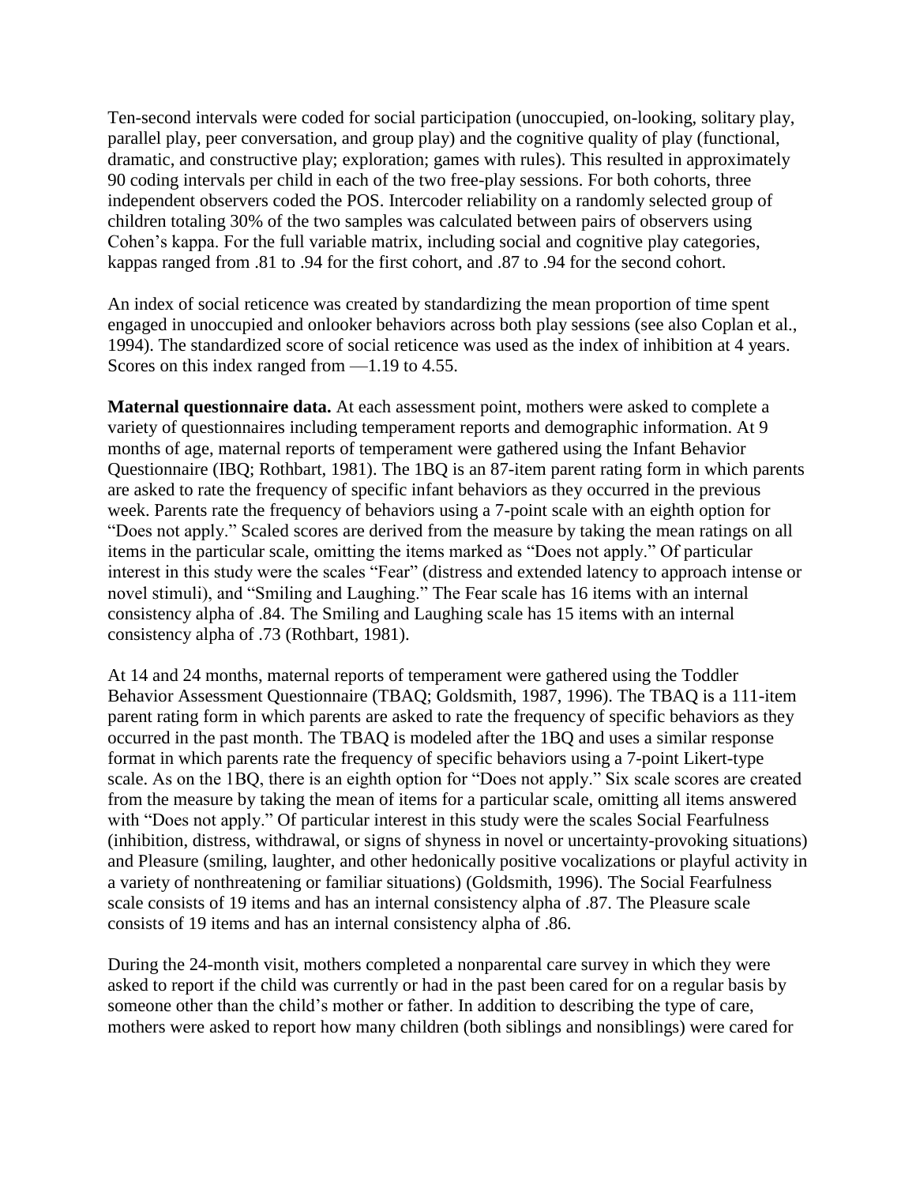Ten-second intervals were coded for social participation (unoccupied, on-looking, solitary play, parallel play, peer conversation, and group play) and the cognitive quality of play (functional, dramatic, and constructive play; exploration; games with rules). This resulted in approximately 90 coding intervals per child in each of the two free-play sessions. For both cohorts, three independent observers coded the POS. Intercoder reliability on a randomly selected group of children totaling 30% of the two samples was calculated between pairs of observers using Cohen's kappa. For the full variable matrix, including social and cognitive play categories, kappas ranged from .81 to .94 for the first cohort, and .87 to .94 for the second cohort.

An index of social reticence was created by standardizing the mean proportion of time spent engaged in unoccupied and onlooker behaviors across both play sessions (see also Coplan et al., 1994). The standardized score of social reticence was used as the index of inhibition at 4 years. Scores on this index ranged from —1.19 to 4.55.

**Maternal questionnaire data.** At each assessment point, mothers were asked to complete a variety of questionnaires including temperament reports and demographic information. At 9 months of age, maternal reports of temperament were gathered using the Infant Behavior Questionnaire (IBQ; Rothbart, 1981). The 1BQ is an 87-item parent rating form in which parents are asked to rate the frequency of specific infant behaviors as they occurred in the previous week. Parents rate the frequency of behaviors using a 7-point scale with an eighth option for "Does not apply." Scaled scores are derived from the measure by taking the mean ratings on all items in the particular scale, omitting the items marked as "Does not apply." Of particular interest in this study were the scales "Fear" (distress and extended latency to approach intense or novel stimuli), and "Smiling and Laughing." The Fear scale has 16 items with an internal consistency alpha of .84. The Smiling and Laughing scale has 15 items with an internal consistency alpha of .73 (Rothbart, 1981).

At 14 and 24 months, maternal reports of temperament were gathered using the Toddler Behavior Assessment Questionnaire (TBAQ; Goldsmith, 1987, 1996). The TBAQ is a 111-item parent rating form in which parents are asked to rate the frequency of specific behaviors as they occurred in the past month. The TBAQ is modeled after the 1BQ and uses a similar response format in which parents rate the frequency of specific behaviors using a 7-point Likert-type scale. As on the 1BQ, there is an eighth option for "Does not apply." Six scale scores are created from the measure by taking the mean of items for a particular scale, omitting all items answered with "Does not apply." Of particular interest in this study were the scales Social Fearfulness (inhibition, distress, withdrawal, or signs of shyness in novel or uncertainty-provoking situations) and Pleasure (smiling, laughter, and other hedonically positive vocalizations or playful activity in a variety of nonthreatening or familiar situations) (Goldsmith, 1996). The Social Fearfulness scale consists of 19 items and has an internal consistency alpha of .87. The Pleasure scale consists of 19 items and has an internal consistency alpha of .86.

During the 24-month visit, mothers completed a nonparental care survey in which they were asked to report if the child was currently or had in the past been cared for on a regular basis by someone other than the child's mother or father. In addition to describing the type of care, mothers were asked to report how many children (both siblings and nonsiblings) were cared for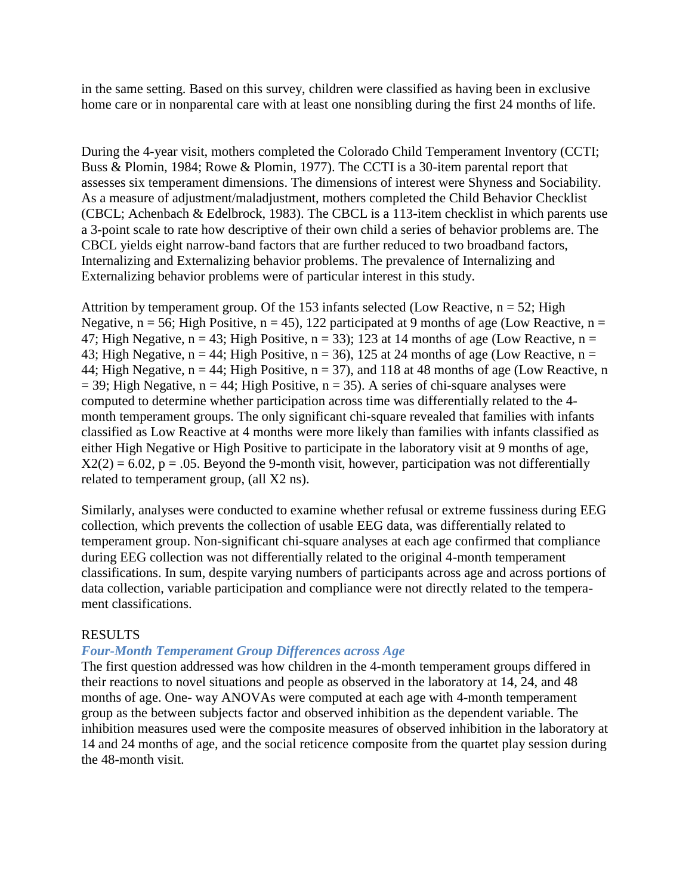in the same setting. Based on this survey, children were classified as having been in exclusive home care or in nonparental care with at least one nonsibling during the first 24 months of life.

During the 4-year visit, mothers completed the Colorado Child Temperament Inventory (CCTI; Buss & Plomin, 1984; Rowe & Plomin, 1977). The CCTI is a 30-item parental report that assesses six temperament dimensions. The dimensions of interest were Shyness and Sociability. As a measure of adjustment/maladjustment, mothers completed the Child Behavior Checklist (CBCL; Achenbach & Edelbrock, 1983). The CBCL is a 113-item checklist in which parents use a 3-point scale to rate how descriptive of their own child a series of behavior problems are. The CBCL yields eight narrow-band factors that are further reduced to two broadband factors, Internalizing and Externalizing behavior problems. The prevalence of Internalizing and Externalizing behavior problems were of particular interest in this study.

Attrition by temperament group. Of the 153 infants selected (Low Reactive, $n = 52$; High Negative, $n = 56$; High Positive, $n = 45$), 122 participated at 9 months of age (Low Reactive, $n = 47$; High Negative, $n = 43$; High Positive, $n = 33$); 123 at 14 months of age (Low Reactive, $n = 43$; High Negative, $n = 44$; High Positive, $n = 36$), 125 at 24 months of age (Low Reactive, $n = 44$; High Negative, $n = 44$; High Positive, $n = 37$), and 118 at 48 months of age (Low Reactive, $n = 39$; High Negative, $n = 44$; High Positive, $n = 35$). A series of chi-square analyses were computed to determine whether participation across time was differentially related to the 4-month temperament groups. The only significant chi-square revealed that families with infants classified as Low Reactive at 4 months were more likely than families with infants classified as either High Negative or High Positive to participate in the laboratory visit at 9 months of age, $X2(2) = 6.02$, $p = .05$. Beyond the 9-month visit, however, participation was not differentially related to temperament group, (all X2 ns).

Similarly, analyses were conducted to examine whether refusal or extreme fussiness during EEG collection, which prevents the collection of usable EEG data, was differentially related to temperament group. Non-significant chi-square analyses at each age confirmed that compliance during EEG collection was not differentially related to the original 4-month temperament classifications. In sum, despite varying numbers of participants across age and across portions of data collection, variable participation and compliance were not directly related to the temperament classifications.

# RESULTS

### *Four-Month Temperament Group Differences across Age*

The first question addressed was how children in the 4-month temperament groups differed in their reactions to novel situations and people as observed in the laboratory at 14, 24, and 48 months of age. One- way ANOVAs were computed at each age with 4-month temperament group as the between subjects factor and observed inhibition as the dependent variable. The inhibition measures used were the composite measures of observed inhibition in the laboratory at 14 and 24 months of age, and the social reticence composite from the quartet play session during the 48-month visit.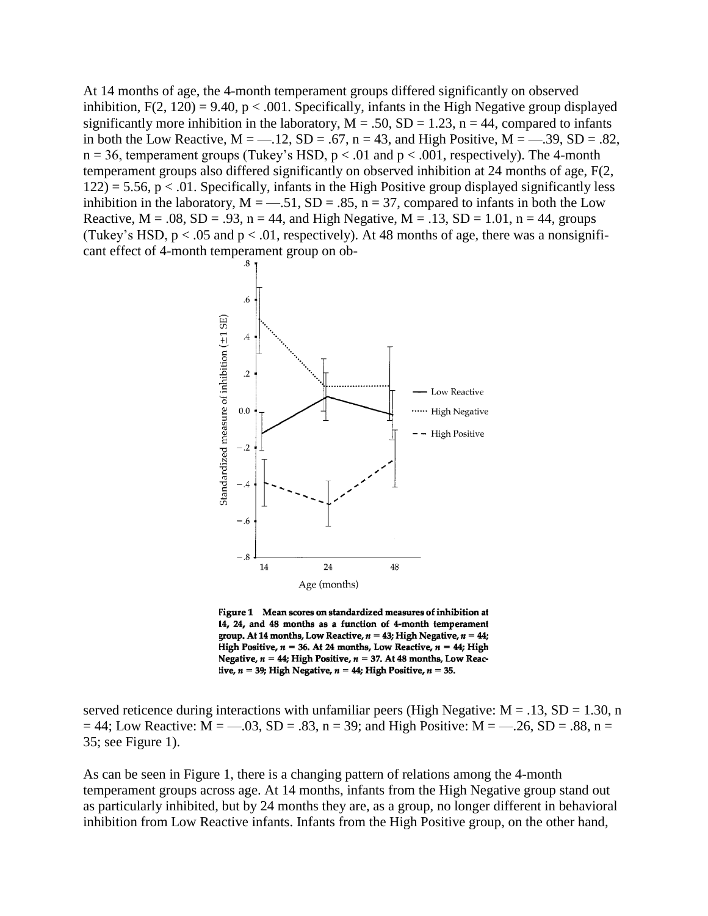At 14 months of age, the 4-month temperament groups differed significantly on observed inhibition, $F(2, 120) = 9.40$, $p < .001$. Specifically, infants in the High Negative group displayed significantly more inhibition in the laboratory, $M = .50$, $SD = 1.23$, $n = 44$, compared to infants in both the Low Reactive, $M = —.12$, $SD = .67$, $n = 43$, and High Positive, $M = —.39$, $SD = .82$, $n = 36$, temperament groups (Tukey's HSD, $p < .01$ and $p < .001$, respectively). The 4-month temperament groups also differed significantly on observed inhibition at 24 months of age, $F(2, 122) = 5.56$, $p < .01$. Specifically, infants in the High Positive group displayed significantly less inhibition in the laboratory, $M = —.51$, $SD = .85$, $n = 37$, compared to infants in both the Low Reactive, $M = .08$, $SD = .93$, $n = 44$, and High Negative, $M = .13$, $SD = 1.01$, $n = 44$, groups (Tukey's HSD, $p < .05$ and $p < .01$, respectively). At 48 months of age, there was a nonsignificant effect of 4-month temperament group on observed reticence during interactions with unfamiliar peers (High Negative: $M = .13$, $SD = 1.30$, $n = 44$; Low Reactive: $M = —.03$, $SD = .83$, $n = 39$; and High Positive: $M = —.26$, $SD = .88$, $n = 35$; see Figure 1).

**Figure 1** Mean scores on standardized measures of inhibition at 14, 24, and 48 months as a function of 4-month temperament group. At 14 months, Low Reactive, $n = 43$; High Negative, $n = 44$; High Positive, $n = 36$. At 24 months, Low Reactive, $n = 44$; High Negative, $n = 44$; High Positive, $n = 37$. At 48 months, Low Reactive, $n = 39$; High Negative, $n = 44$; High Positive, $n = 35$.

As can be seen in Figure 1, there is a changing pattern of relations among the 4-month temperament groups across age. At 14 months, infants from the High Negative group stand out as particularly inhibited, but by 24 months they are, as a group, no longer different in behavioral inhibition from Low Reactive infants. Infants from the High Positive group, on the other hand,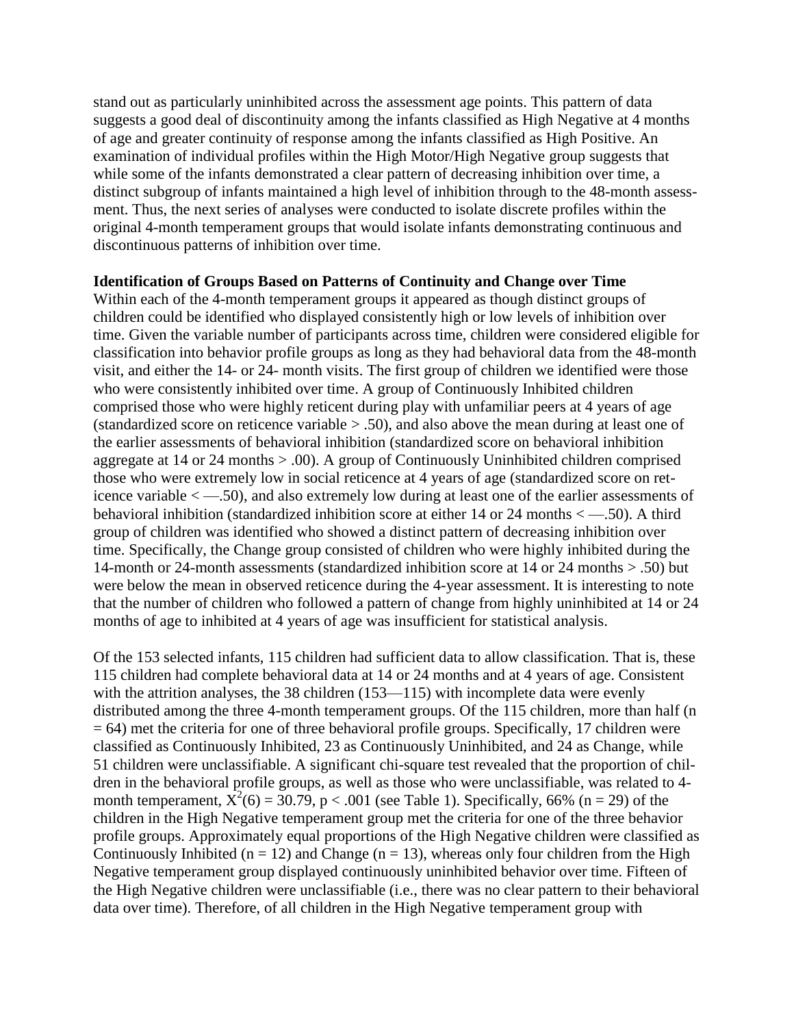stand out as particularly uninhibited across the assessment age points. This pattern of data suggests a good deal of discontinuity among the infants classified as High Negative at 4 months of age and greater continuity of response among the infants classified as High Positive. An examination of individual profiles within the High Motor/High Negative group suggests that while some of the infants demonstrated a clear pattern of decreasing inhibition over time, a distinct subgroup of infants maintained a high level of inhibition through to the 48-month assessment. Thus, the next series of analyses were conducted to isolate discrete profiles within the original 4-month temperament groups that would isolate infants demonstrating continuous and discontinuous patterns of inhibition over time.

**Identification of Groups Based on Patterns of Continuity and Change over Time**

Within each of the 4-month temperament groups it appeared as though distinct groups of children could be identified who displayed consistently high or low levels of inhibition over time. Given the variable number of participants across time, children were considered eligible for classification into behavior profile groups as long as they had behavioral data from the 48-month visit, and either the 14- or 24- month visits. The first group of children we identified were those who were consistently inhibited over time. A group of Continuously Inhibited children comprised those who were highly reticent during play with unfamiliar peers at 4 years of age (standardized score on reticence variable > .50), and also above the mean during at least one of the earlier assessments of behavioral inhibition (standardized score on behavioral inhibition aggregate at 14 or 24 months > .00). A group of Continuously Uninhibited children comprised those who were extremely low in social reticence at 4 years of age (standardized score on reticence variable < —.50), and also extremely low during at least one of the earlier assessments of behavioral inhibition (standardized inhibition score at either 14 or 24 months < —.50). A third group of children was identified who showed a distinct pattern of decreasing inhibition over time. Specifically, the Change group consisted of children who were highly inhibited during the 14-month or 24-month assessments (standardized inhibition score at 14 or 24 months > .50) but were below the mean in observed reticence during the 4-year assessment. It is interesting to note that the number of children who followed a pattern of change from highly uninhibited at 14 or 24 months of age to inhibited at 4 years of age was insufficient for statistical analysis.

Of the 153 selected infants, 115 children had sufficient data to allow classification. That is, these 115 children had complete behavioral data at 14 or 24 months and at 4 years of age. Consistent with the attrition analyses, the 38 children (153—115) with incomplete data were evenly distributed among the three 4-month temperament groups. Of the 115 children, more than half (n = 64) met the criteria for one of three behavioral profile groups. Specifically, 17 children were classified as Continuously Inhibited, 23 as Continuously Uninhibited, and 24 as Change, while 51 children were unclassifiable. A significant chi-square test revealed that the proportion of children in the behavioral profile groups, as well as those who were unclassifiable, was related to 4-month temperament, $X^2(6) = 30.79$, $p < .001$ (see Table 1). Specifically, 66% (n = 29) of the children in the High Negative temperament group met the criteria for one of the three behavior profile groups. Approximately equal proportions of the High Negative children were classified as Continuously Inhibited (n = 12) and Change (n = 13), whereas only four children from the High Negative temperament group displayed continuously uninhibited behavior over time. Fifteen of the High Negative children were unclassifiable (i.e., there was no clear pattern to their behavioral data over time). Therefore, of all children in the High Negative temperament group with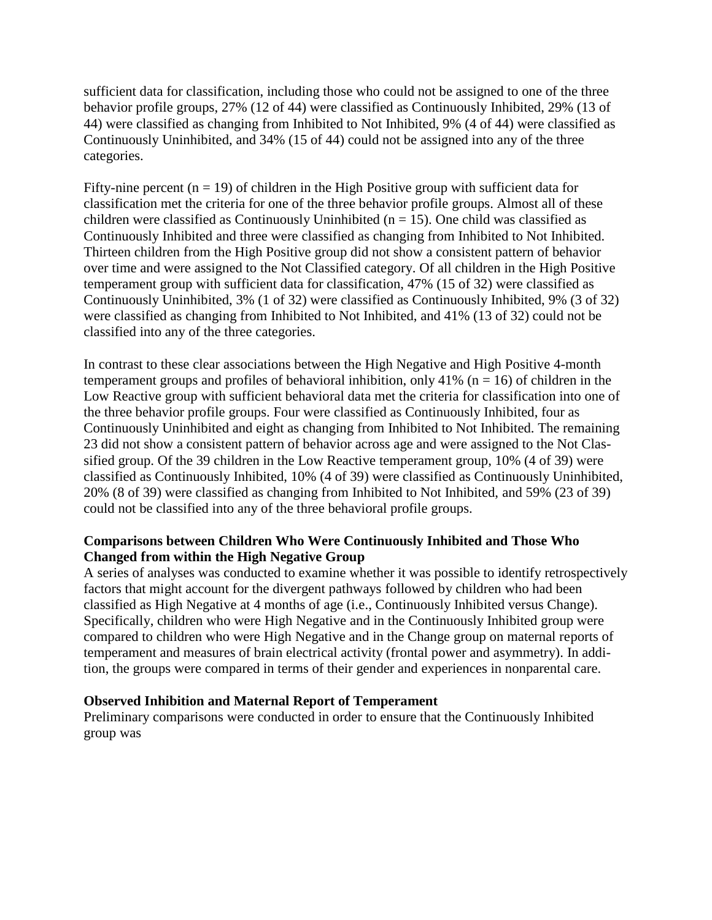sufficient data for classification, including those who could not be assigned to one of the three behavior profile groups, 27% (12 of 44) were classified as Continuously Inhibited, 29% (13 of 44) were classified as changing from Inhibited to Not Inhibited, 9% (4 of 44) were classified as Continuously Uninhibited, and 34% (15 of 44) could not be assigned into any of the three categories.

Fifty-nine percent (n = 19) of children in the High Positive group with sufficient data for classification met the criteria for one of the three behavior profile groups. Almost all of these children were classified as Continuously Uninhibited (n = 15). One child was classified as Continuously Inhibited and three were classified as changing from Inhibited to Not Inhibited. Thirteen children from the High Positive group did not show a consistent pattern of behavior over time and were assigned to the Not Classified category. Of all children in the High Positive temperament group with sufficient data for classification, 47% (15 of 32) were classified as Continuously Uninhibited, 3% (1 of 32) were classified as Continuously Inhibited, 9% (3 of 32) were classified as changing from Inhibited to Not Inhibited, and 41% (13 of 32) could not be classified into any of the three categories.

In contrast to these clear associations between the High Negative and High Positive 4-month temperament groups and profiles of behavioral inhibition, only 41% (n = 16) of children in the Low Reactive group with sufficient behavioral data met the criteria for classification into one of the three behavior profile groups. Four were classified as Continuously Inhibited, four as Continuously Uninhibited and eight as changing from Inhibited to Not Inhibited. The remaining 23 did not show a consistent pattern of behavior across age and were assigned to the Not Classified group. Of the 39 children in the Low Reactive temperament group, 10% (4 of 39) were classified as Continuously Inhibited, 10% (4 of 39) were classified as Continuously Uninhibited, 20% (8 of 39) were classified as changing from Inhibited to Not Inhibited, and 59% (23 of 39) could not be classified into any of the three behavioral profile groups.

**Comparisons between Children Who Were Continuously Inhibited and Those Who Changed from within the High Negative Group**

A series of analyses was conducted to examine whether it was possible to identify retrospectively factors that might account for the divergent pathways followed by children who had been classified as High Negative at 4 months of age (i.e., Continuously Inhibited versus Change). Specifically, children who were High Negative and in the Continuously Inhibited group were compared to children who were High Negative and in the Change group on maternal reports of temperament and measures of brain electrical activity (frontal power and asymmetry). In addition, the groups were compared in terms of their gender and experiences in nonparental care.

**Observed Inhibition and Maternal Report of Temperament**

Preliminary comparisons were conducted in order to ensure that the Continuously Inhibited group was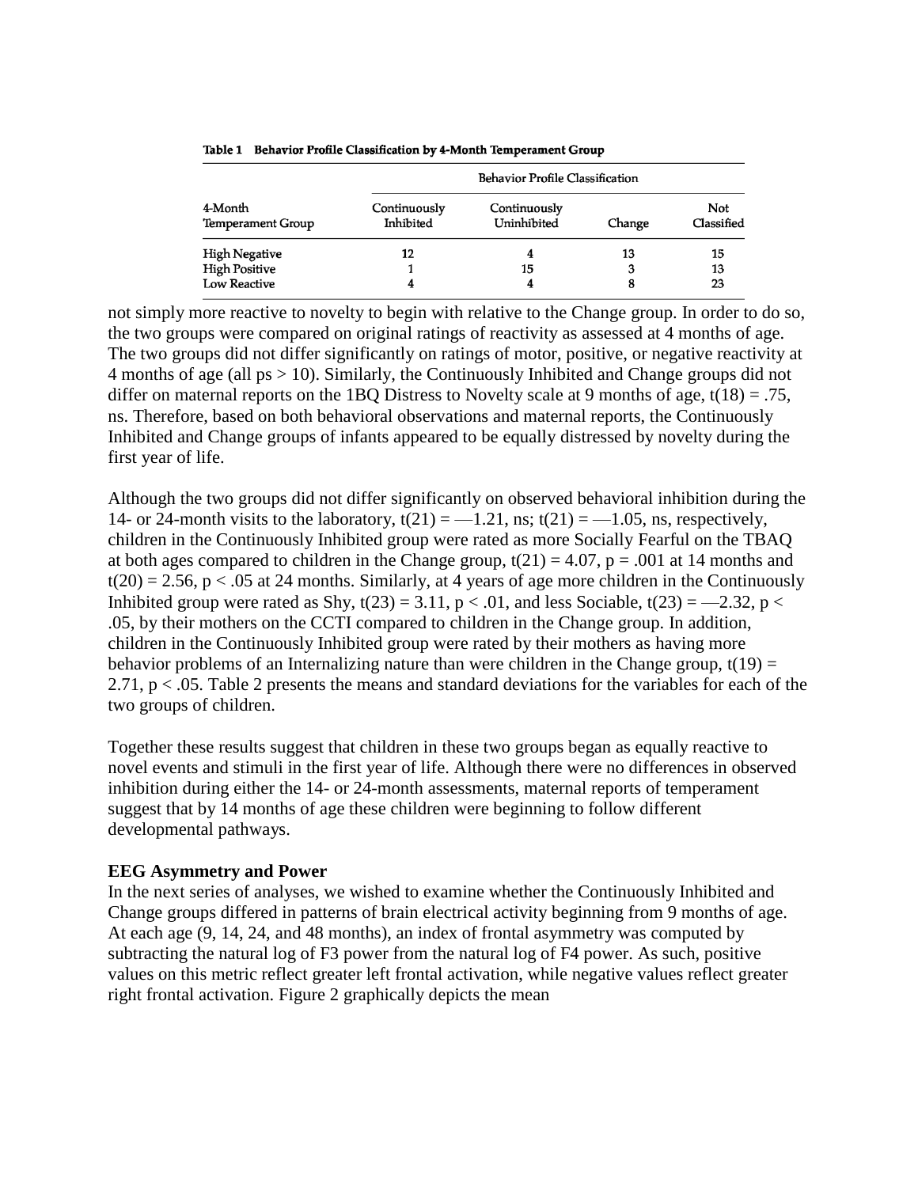Table 1 Behavior Profile Classification by 4-Month Temperament Group

| 4-Month Temperament Group | Behavior Profile Classification | | | |
|---|---|---|---|---|
| | Continuously Inhibited | Continuously Uninhibited | Change | Not Classified |
| High Negative | 12 | 4 | 13 | 15 |
| High Positive | 1 | 15 | 3 | 13 |
| Low Reactive | 4 | 4 | 8 | 23 |

not simply more reactive to novelty to begin with relative to the Change group. In order to do so, the two groups were compared on original ratings of reactivity as assessed at 4 months of age. The two groups did not differ significantly on ratings of motor, positive, or negative reactivity at 4 months of age (all ps > 10). Similarly, the Continuously Inhibited and Change groups did not differ on maternal reports on the 1BQ Distress to Novelty scale at 9 months of age, $t(18) = .75$, ns. Therefore, based on both behavioral observations and maternal reports, the Continuously Inhibited and Change groups of infants appeared to be equally distressed by novelty during the first year of life.

Although the two groups did not differ significantly on observed behavioral inhibition during the 14- or 24-month visits to the laboratory, $t(21) = —1.21$, ns; $t(21) = —1.05$, ns, respectively, children in the Continuously Inhibited group were rated as more Socially Fearful on the TBAQ at both ages compared to children in the Change group, $t(21) = 4.07$, $p = .001$ at 14 months and $t(20) = 2.56$, $p < .05$ at 24 months. Similarly, at 4 years of age more children in the Continuously Inhibited group were rated as Shy, $t(23) = 3.11$, $p < .01$, and less Sociable, $t(23) = —2.32$, $p < .05$, by their mothers on the CCTI compared to children in the Change group. In addition, children in the Continuously Inhibited group were rated by their mothers as having more behavior problems of an Internalizing nature than were children in the Change group, $t(19) = 2.71$, $p < .05$. Table 2 presents the means and standard deviations for the variables for each of the two groups of children.

Together these results suggest that children in these two groups began as equally reactive to novel events and stimuli in the first year of life. Although there were no differences in observed inhibition during either the 14- or 24-month assessments, maternal reports of temperament suggest that by 14 months of age these children were beginning to follow different developmental pathways.

**EEG Asymmetry and Power**

In the next series of analyses, we wished to examine whether the Continuously Inhibited and Change groups differed in patterns of brain electrical activity beginning from 9 months of age. At each age (9, 14, 24, and 48 months), an index of frontal asymmetry was computed by subtracting the natural log of F3 power from the natural log of F4 power. As such, positive values on this metric reflect greater left frontal activation, while negative values reflect greater right frontal activation. Figure 2 graphically depicts the mean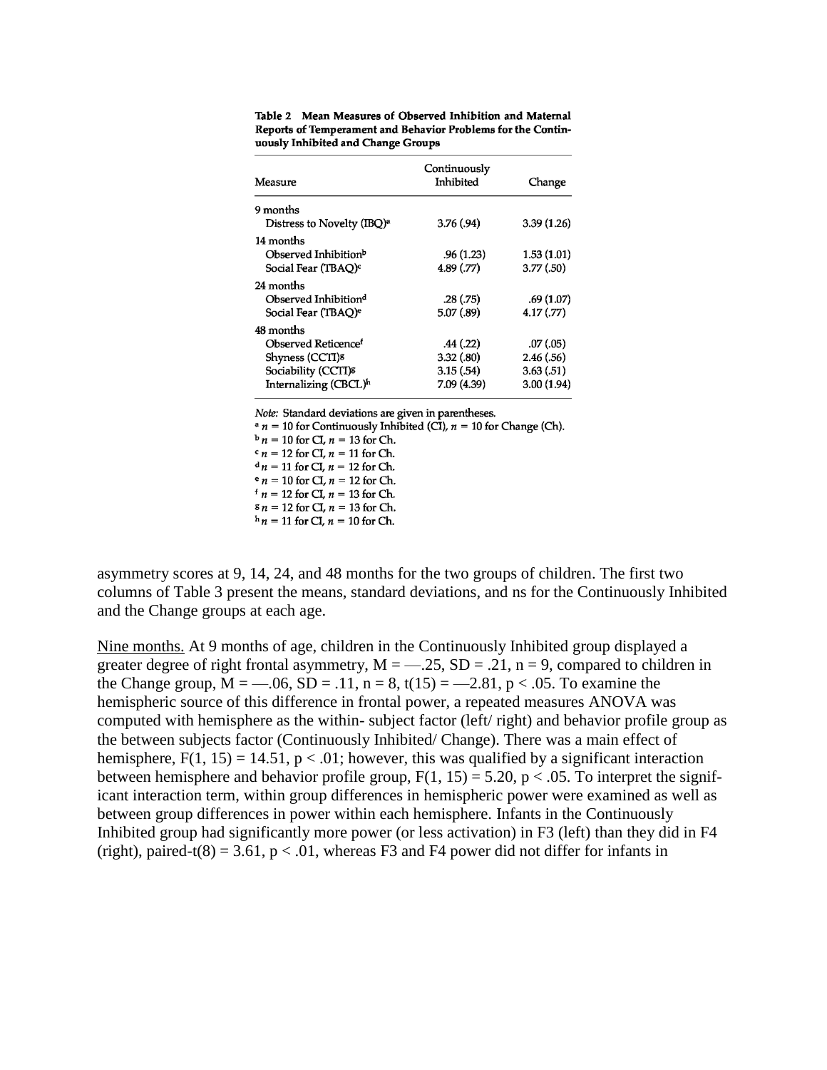**Table 2 Mean Measures of Observed Inhibition and Maternal Reports of Temperament and Behavior Problems for the Continuously Inhibited and Change Groups**

| Measure | Continuously Inhibited | Change |
|---|---|---|
| 9 months | | |
| Distress to Novelty (IBQ)[a] | 3.76 (.94) | 3.39 (1.26) |
| 14 months | | |
| Observed Inhibition[b] | .96 (1.23) | 1.53 (1.01) |
| Social Fear (TBAQ)[c] | 4.89 (.77) | 3.77 (.50) |
| 24 months | | |
| Observed Inhibition[d] | .28 (.75) | .69 (1.07) |
| Social Fear (TBAQ)[e] | 5.07 (.89) | 4.17 (.77) |
| 48 months | | |
| Observed Reticence[f] | .44 (.22) | .07 (.05) |
| Shyness (CCTI)[g] | 3.32 (.80) | 2.46 (.56) |
| Sociability (CCTI)[g] | 3.15 (.54) | 3.63 (.51) |
| Internalizing (CBCL)[h] | 7.09 (4.39) | 3.00 (1.94) |

*Note:* Standard deviations are given in parentheses.
[a] $n$ = 10 for Continuously Inhibited (CI), $n$ = 10 for Change (Ch).
[b] $n$ = 10 for CI, $n$ = 13 for Ch.
[c] $n$ = 12 for CI, $n$ = 11 for Ch.
[d] $n$ = 11 for CI, $n$ = 12 for Ch.
[e] $n$ = 10 for CI, $n$ = 12 for Ch.
[f] $n$ = 12 for CI, $n$ = 13 for Ch.
[g] $n$ = 12 for CI, $n$ = 13 for Ch.
[h] $n$ = 11 for CI, $n$ = 10 for Ch.

asymmetry scores at 9, 14, 24, and 48 months for the two groups of children. The first two columns of Table 3 present the means, standard deviations, and ns for the Continuously Inhibited and the Change groups at each age.

Nine months. At 9 months of age, children in the Continuously Inhibited group displayed a greater degree of right frontal asymmetry, $M = -.25$, $SD = .21$, $n = 9$, compared to children in the Change group, $M = -.06$, $SD = .11$, $n = 8$, $t(15) = -2.81$, $p < .05$. To examine the hemispheric source of this difference in frontal power, a repeated measures ANOVA was computed with hemisphere as the within- subject factor (left/ right) and behavior profile group as the between subjects factor (Continuously Inhibited/ Change). There was a main effect of hemisphere, $F(1, 15) = 14.51$, $p < .01$; however, this was qualified by a significant interaction between hemisphere and behavior profile group, $F(1, 15) = 5.20$, $p < .05$. To interpret the significant interaction term, within group differences in hemispheric power were examined as well as between group differences in power within each hemisphere. Infants in the Continuously Inhibited group had significantly more power (or less activation) in F3 (left) than they did in F4 (right), paired-$t(8) = 3.61$, $p < .01$, whereas F3 and F4 power did not differ for infants in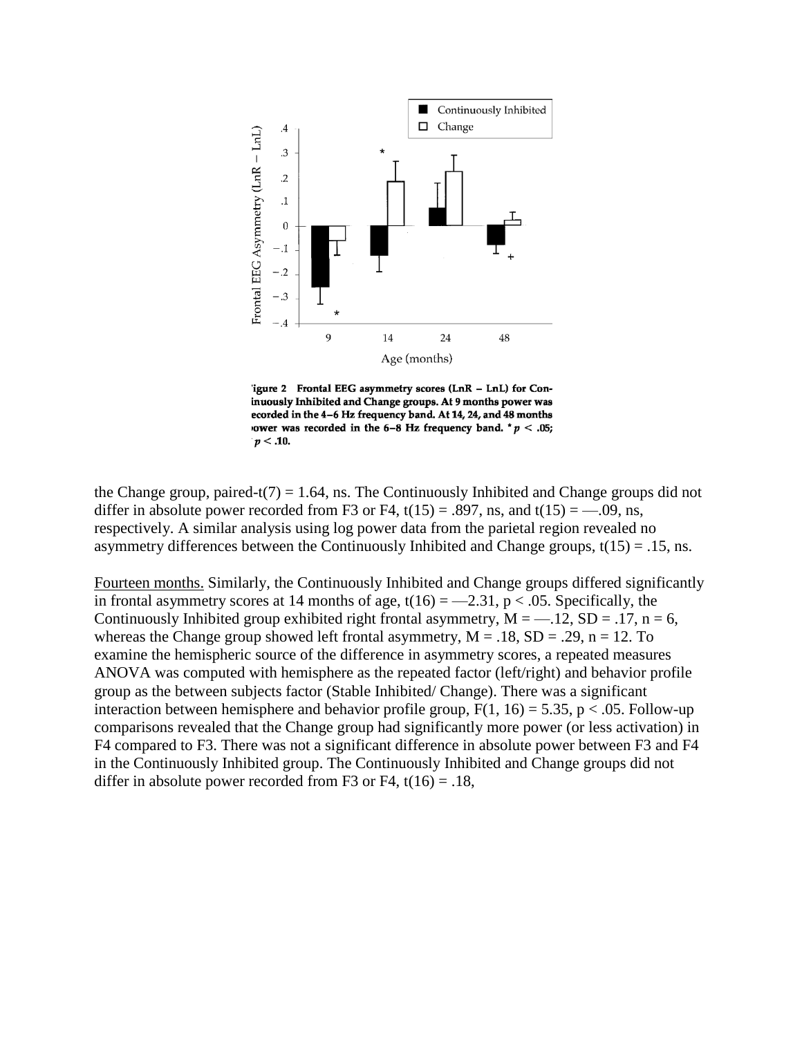Figure 2 Frontal EEG asymmetry scores (LnR − LnL) for Continuously Inhibited and Change groups. At 9 months power was recorded in the 4–6 Hz frequency band. At 14, 24, and 48 months power was recorded in the 6–8 Hz frequency band. * $p < .05$; + $p < .10$.

the Change group, paired-$t(7) = 1.64$, ns. The Continuously Inhibited and Change groups did not differ in absolute power recorded from F3 or F4, $t(15) = .897$, ns, and $t(15) = -.09$, ns, respectively. A similar analysis using log power data from the parietal region revealed no asymmetry differences between the Continuously Inhibited and Change groups, $t(15) = .15$, ns.

<u>Fourteen months.</u> Similarly, the Continuously Inhibited and Change groups differed significantly in frontal asymmetry scores at 14 months of age, $t(16) = -2.31$, $p < .05$. Specifically, the Continuously Inhibited group exhibited right frontal asymmetry, $M = -.12$, $SD = .17$, $n = 6$, whereas the Change group showed left frontal asymmetry, $M = .18$, $SD = .29$, $n = 12$. To examine the hemispheric source of the difference in asymmetry scores, a repeated measures ANOVA was computed with hemisphere as the repeated factor (left/right) and behavior profile group as the between subjects factor (Stable Inhibited/ Change). There was a significant interaction between hemisphere and behavior profile group, $F(1, 16) = 5.35$, $p < .05$. Follow-up comparisons revealed that the Change group had significantly more power (or less activation) in F4 compared to F3. There was not a significant difference in absolute power between F3 and F4 in the Continuously Inhibited group. The Continuously Inhibited and Change groups did not differ in absolute power recorded from F3 or F4, $t(16) = .18$,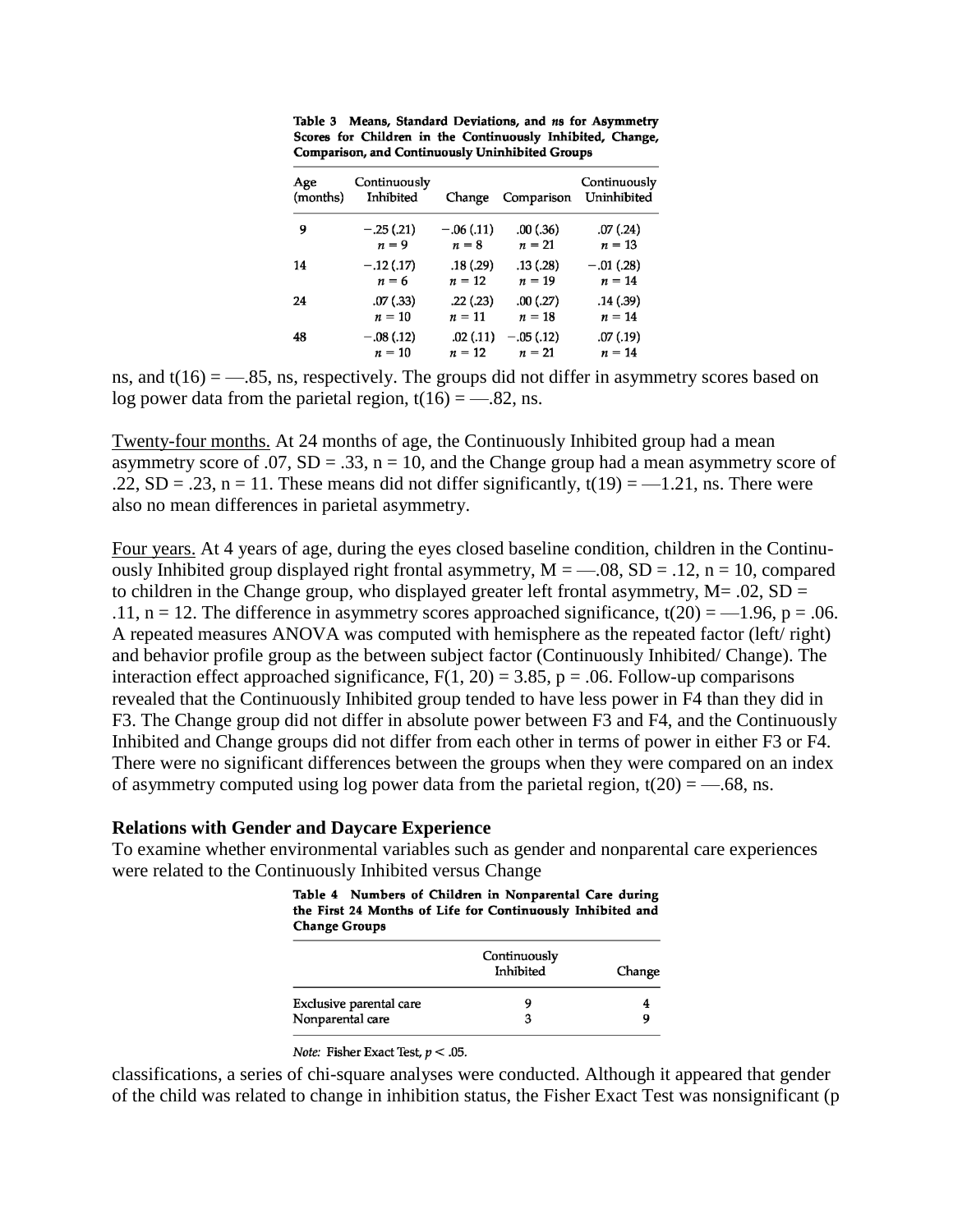Table 3 Means, Standard Deviations, and *ns* for Asymmetry Scores for Children in the Continuously Inhibited, Change, Comparison, and Continuously Uninhibited Groups

| Age (months) | Continuously Inhibited | Change | Comparison | Continuously Uninhibited |
|---|---|---|---|---|
| 9 | −.25 (.21) $n = 9$ | −.06 (.11) $n = 8$ | .00 (.36) $n = 21$ | .07 (.24) $n = 13$ |
| 14 | −.12 (.17) $n = 6$ | .18 (.29) $n = 12$ | .13 (.28) $n = 19$ | −.01 (.28) $n = 14$ |
| 24 | .07 (.33) $n = 10$ | .22 (.23) $n = 11$ | .00 (.27) $n = 18$ | .14 (.39) $n = 14$ |
| 48 | −.08 (.12) $n = 10$ | .02 (.11) $n = 12$ | −.05 (.12) $n = 21$ | .07 (.19) $n = 14$ |

ns, and $t(16) = —.85$, ns, respectively. The groups did not differ in asymmetry scores based on log power data from the parietal region, $t(16) = —.82$, ns.

Twenty-four months. At 24 months of age, the Continuously Inhibited group had a mean asymmetry score of .07, SD = .33, n = 10, and the Change group had a mean asymmetry score of .22, SD = .23, n = 11. These means did not differ significantly, $t(19) = —1.21$, ns. There were also no mean differences in parietal asymmetry.

Four years. At 4 years of age, during the eyes closed baseline condition, children in the Continuously Inhibited group displayed right frontal asymmetry, M = —.08, SD = .12, n = 10, compared to children in the Change group, who displayed greater left frontal asymmetry, M= .02, SD = .11, n = 12. The difference in asymmetry scores approached significance, $t(20) = —1.96$, $p = .06$. A repeated measures ANOVA was computed with hemisphere as the repeated factor (left/ right) and behavior profile group as the between subject factor (Continuously Inhibited/ Change). The interaction effect approached significance, $F(1, 20) = 3.85$, $p = .06$. Follow-up comparisons revealed that the Continuously Inhibited group tended to have less power in F4 than they did in F3. The Change group did not differ in absolute power between F3 and F4, and the Continuously Inhibited and Change groups did not differ from each other in terms of power in either F3 or F4. There were no significant differences between the groups when they were compared on an index of asymmetry computed using log power data from the parietal region, $t(20) = —.68$, ns.

**Relations with Gender and Daycare Experience**

To examine whether environmental variables such as gender and nonparental care experiences were related to the Continuously Inhibited versus Change

Table 4 Numbers of Children in Nonparental Care during the First 24 Months of Life for Continuously Inhibited and Change Groups

| | Continuously Inhibited | Change |
|---|---|---|
| Exclusive parental care | 9 | 4 |
| Nonparental care | 3 | 9 |

*Note:* Fisher Exact Test, $p < .05$.

classifications, a series of chi-square analyses were conducted. Although it appeared that gender of the child was related to change in inhibition status, the Fisher Exact Test was nonsignificant (p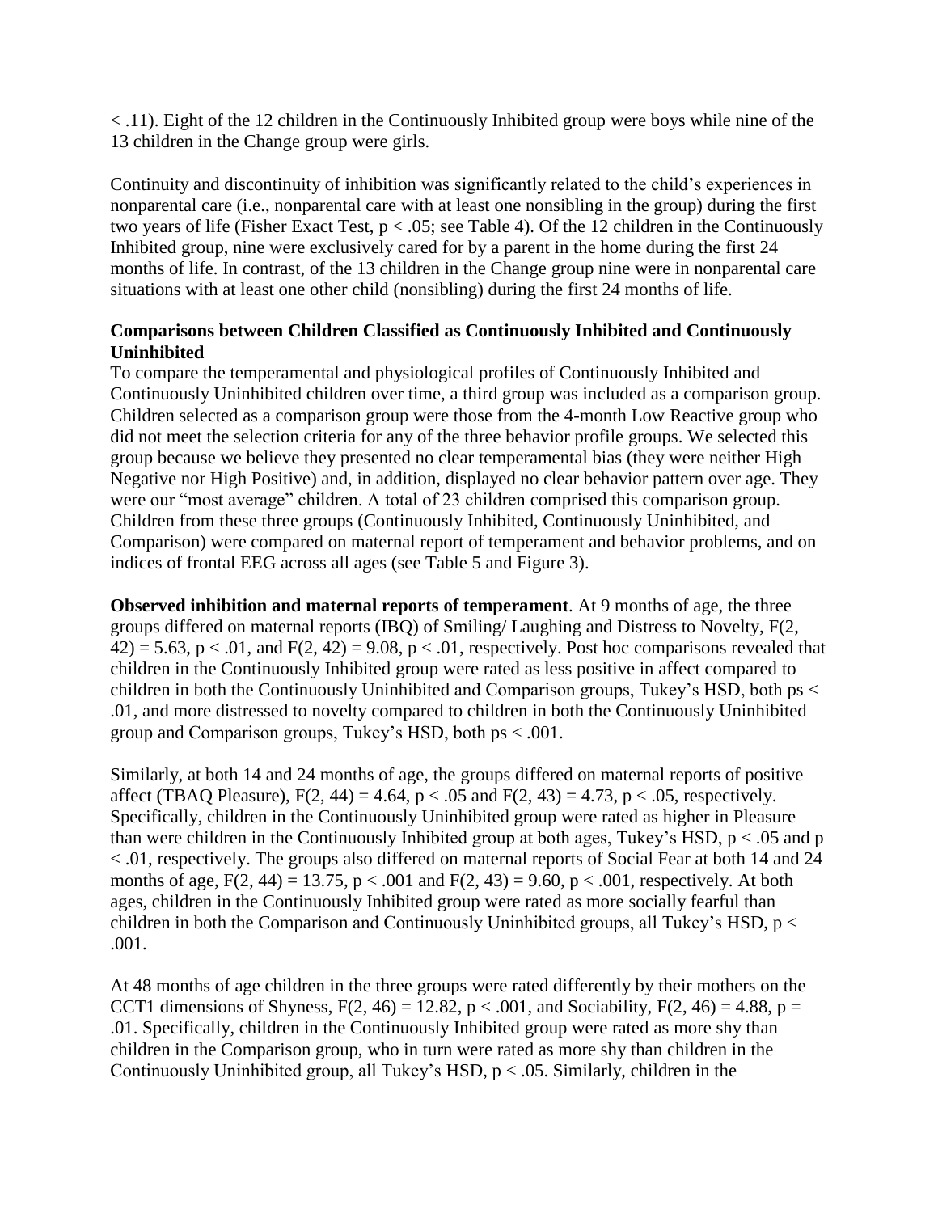$< .11$). Eight of the 12 children in the Continuously Inhibited group were boys while nine of the 13 children in the Change group were girls.

Continuity and discontinuity of inhibition was significantly related to the child's experiences in nonparental care (i.e., nonparental care with at least one nonsibling in the group) during the first two years of life (Fisher Exact Test, $p < .05$; see Table 4). Of the 12 children in the Continuously Inhibited group, nine were exclusively cared for by a parent in the home during the first 24 months of life. In contrast, of the 13 children in the Change group nine were in nonparental care situations with at least one other child (nonsibling) during the first 24 months of life.

### Comparisons between Children Classified as Continuously Inhibited and Continuously Uninhibited

To compare the temperamental and physiological profiles of Continuously Inhibited and Continuously Uninhibited children over time, a third group was included as a comparison group. Children selected as a comparison group were those from the 4-month Low Reactive group who did not meet the selection criteria for any of the three behavior profile groups. We selected this group because we believe they presented no clear temperamental bias (they were neither High Negative nor High Positive) and, in addition, displayed no clear behavior pattern over age. They were our "most average" children. A total of 23 children comprised this comparison group. Children from these three groups (Continuously Inhibited, Continuously Uninhibited, and Comparison) were compared on maternal report of temperament and behavior problems, and on indices of frontal EEG across all ages (see Table 5 and Figure 3).

**Observed inhibition and maternal reports of temperament**. At 9 months of age, the three groups differed on maternal reports (IBQ) of Smiling/ Laughing and Distress to Novelty, $F(2, 42) = 5.63$, $p < .01$, and $F(2, 42) = 9.08$, $p < .01$, respectively. Post hoc comparisons revealed that children in the Continuously Inhibited group were rated as less positive in affect compared to children in both the Continuously Uninhibited and Comparison groups, Tukey's HSD, both $ps < .01$, and more distressed to novelty compared to children in both the Continuously Uninhibited group and Comparison groups, Tukey's HSD, both $ps < .001$.

Similarly, at both 14 and 24 months of age, the groups differed on maternal reports of positive affect (TBAQ Pleasure), $F(2, 44) = 4.64$, $p < .05$ and $F(2, 43) = 4.73$, $p < .05$, respectively. Specifically, children in the Continuously Uninhibited group were rated as higher in Pleasure than were children in the Continuously Inhibited group at both ages, Tukey's HSD, $p < .05$ and $p < .01$, respectively. The groups also differed on maternal reports of Social Fear at both 14 and 24 months of age, $F(2, 44) = 13.75$, $p < .001$ and $F(2, 43) = 9.60$, $p < .001$, respectively. At both ages, children in the Continuously Inhibited group were rated as more socially fearful than children in both the Comparison and Continuously Uninhibited groups, all Tukey's HSD, $p < .001$.

At 48 months of age children in the three groups were rated differently by their mothers on the CCT1 dimensions of Shyness, $F(2, 46) = 12.82$, $p < .001$, and Sociability, $F(2, 46) = 4.88$, $p = .01$. Specifically, children in the Continuously Inhibited group were rated as more shy than children in the Comparison group, who in turn were rated as more shy than children in the Continuously Uninhibited group, all Tukey's HSD, $p < .05$. Similarly, children in the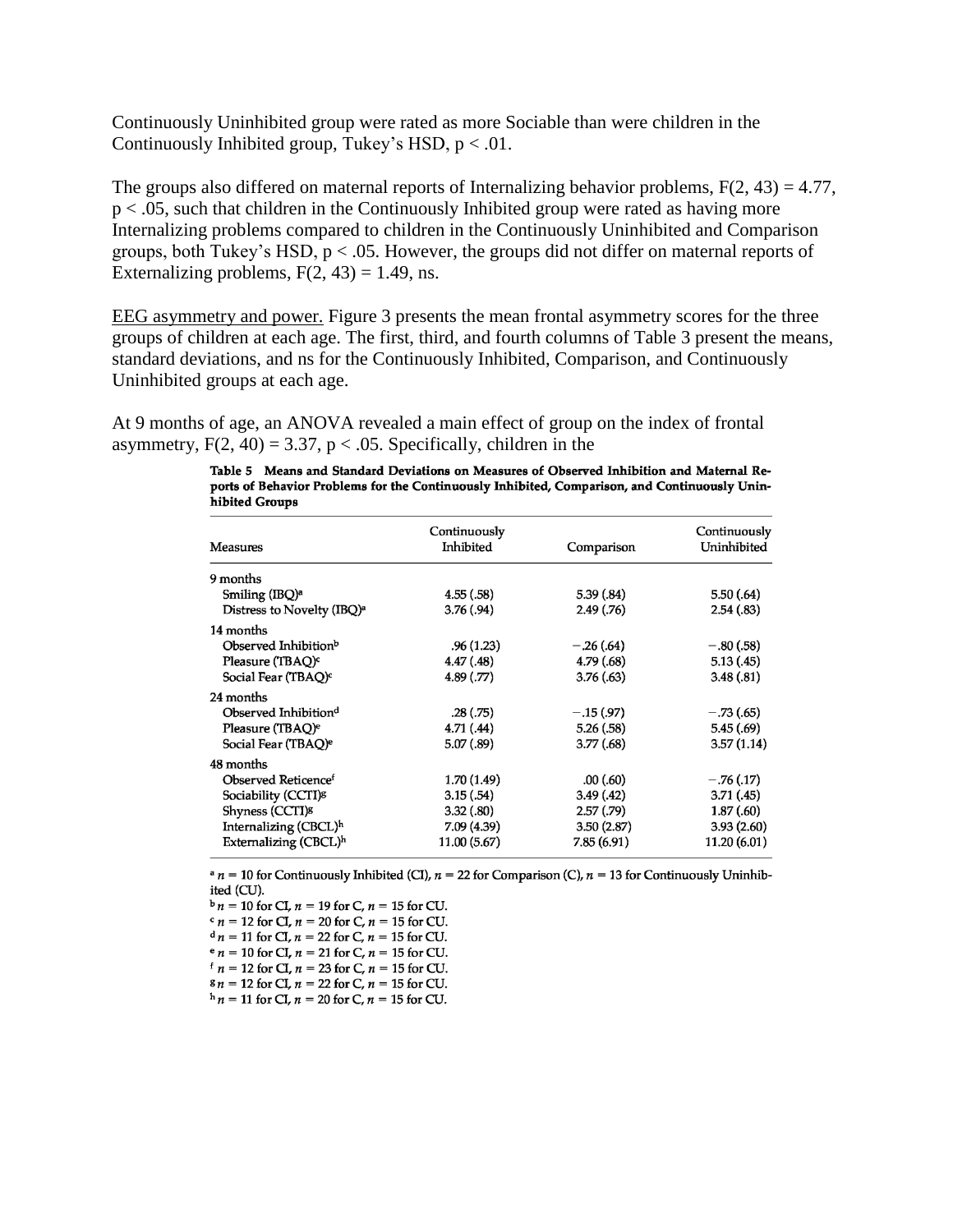Continuously Uninhibited group were rated as more Sociable than were children in the Continuously Inhibited group, Tukey's HSD, $p < .01$.

The groups also differed on maternal reports of Internalizing behavior problems, $F(2, 43) = 4.77$, $p < .05$, such that children in the Continuously Inhibited group were rated as having more Internalizing problems compared to children in the Continuously Uninhibited and Comparison groups, both Tukey's HSD, $p < .05$. However, the groups did not differ on maternal reports of Externalizing problems, $F(2, 43) = 1.49$, ns.

<u>EEG asymmetry and power.</u> Figure 3 presents the mean frontal asymmetry scores for the three groups of children at each age. The first, third, and fourth columns of Table 3 present the means, standard deviations, and ns for the Continuously Inhibited, Comparison, and Continuously Uninhibited groups at each age.

At 9 months of age, an ANOVA revealed a main effect of group on the index of frontal asymmetry, $F(2, 40) = 3.37$, $p < .05$. Specifically, children in the

**Table 5 Means and Standard Deviations on Measures of Observed Inhibition and Maternal Reports of Behavior Problems for the Continuously Inhibited, Comparison, and Continuously Uninhibited Groups**

| Measures | Continuously Inhibited | Comparison | Continuously Uninhibited |
|---|---|---|---|
| 9 months | | | |
| Smiling (IBQ)[a] | 4.55 (.58) | 5.39 (.84) | 5.50 (.64) |
| Distress to Novelty (IBQ)[a] | 3.76 (.94) | 2.49 (.76) | 2.54 (.83) |
| 14 months | | | |
| Observed Inhibition[b] | .96 (1.23) | −.26 (.64) | −.80 (.58) |
| Pleasure (TBAQ)[c] | 4.47 (.48) | 4.79 (.68) | 5.13 (.45) |
| Social Fear (TBAQ)[c] | 4.89 (.77) | 3.76 (.63) | 3.48 (.81) |
| 24 months | | | |
| Observed Inhibition[d] | .28 (.75) | −.15 (.97) | −.73 (.65) |
| Pleasure (TBAQ)[e] | 4.71 (.44) | 5.26 (.58) | 5.45 (.69) |
| Social Fear (TBAQ)[e] | 5.07 (.89) | 3.77 (.68) | 3.57 (1.14) |
| 48 months | | | |
| Observed Reticence[f] | 1.70 (1.49) | .00 (.60) | −.76 (.17) |
| Sociability (CCTI)[g] | 3.15 (.54) | 3.49 (.42) | 3.71 (.45) |
| Shyness (CCTI)[g] | 3.32 (.80) | 2.57 (.79) | 1.87 (.60) |
| Internalizing (CBCL)[h] | 7.09 (4.39) | 3.50 (2.87) | 3.93 (2.60) |
| Externalizing (CBCL)[h] | 11.00 (5.67) | 7.85 (6.91) | 11.20 (6.01) |

[a] $n = 10$ for Continuously Inhibited (CI), $n = 22$ for Comparison (C), $n = 13$ for Continuously Uninhibited (CU).
[b] $n = 10$ for CI, $n = 19$ for C, $n = 15$ for CU.
[c] $n = 12$ for CI, $n = 20$ for C, $n = 15$ for CU.
[d] $n = 11$ for CI, $n = 22$ for C, $n = 15$ for CU.
[e] $n = 10$ for CI, $n = 21$ for C, $n = 15$ for CU.
[f] $n = 12$ for CI, $n = 23$ for C, $n = 15$ for CU.
[g] $n = 12$ for CI, $n = 22$ for C, $n = 15$ for CU.
[h] $n = 11$ for CI, $n = 20$ for C, $n = 15$ for CU.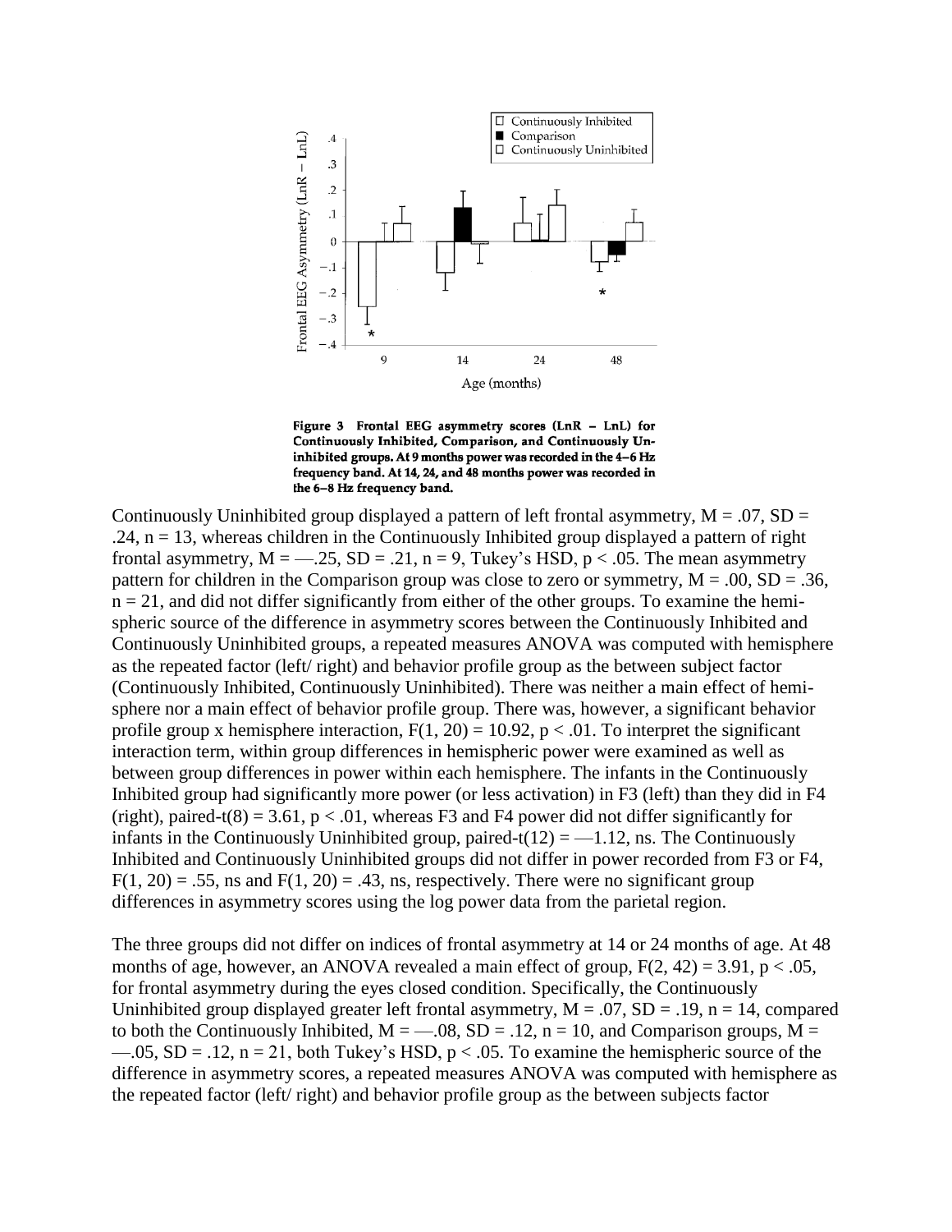Figure 3 Frontal EEG asymmetry scores (LnR − LnL) for Continuously Inhibited, Comparison, and Continuously Uninhibited groups. At 9 months power was recorded in the 4–6 Hz frequency band. At 14, 24, and 48 months power was recorded in the 6–8 Hz frequency band.

Continuously Uninhibited group displayed a pattern of left frontal asymmetry, $M = .07$, $SD = .24$, $n = 13$, whereas children in the Continuously Inhibited group displayed a pattern of right frontal asymmetry, $M = -.25$, $SD = .21$, $n = 9$, Tukey's HSD, $p < .05$. The mean asymmetry pattern for children in the Comparison group was close to zero or symmetry, $M = .00$, $SD = .36$, $n = 21$, and did not differ significantly from either of the other groups. To examine the hemispheric source of the difference in asymmetry scores between the Continuously Inhibited and Continuously Uninhibited groups, a repeated measures ANOVA was computed with hemisphere as the repeated factor (left/ right) and behavior profile group as the between subject factor (Continuously Inhibited, Continuously Uninhibited). There was neither a main effect of hemisphere nor a main effect of behavior profile group. There was, however, a significant behavior profile group x hemisphere interaction, $F(1, 20) = 10.92$, $p < .01$. To interpret the significant interaction term, within group differences in hemispheric power were examined as well as between group differences in power within each hemisphere. The infants in the Continuously Inhibited group had significantly more power (or less activation) in F3 (left) than they did in F4 (right), paired-$t(8) = 3.61$, $p < .01$, whereas F3 and F4 power did not differ significantly for infants in the Continuously Uninhibited group, paired-$t(12) = -1.12$, ns. The Continuously Inhibited and Continuously Uninhibited groups did not differ in power recorded from F3 or F4, $F(1, 20) = .55$, ns and $F(1, 20) = .43$, ns, respectively. There were no significant group differences in asymmetry scores using the log power data from the parietal region.

The three groups did not differ on indices of frontal asymmetry at 14 or 24 months of age. At 48 months of age, however, an ANOVA revealed a main effect of group, $F(2, 42) = 3.91$, $p < .05$, for frontal asymmetry during the eyes closed condition. Specifically, the Continuously Uninhibited group displayed greater left frontal asymmetry, $M = .07$, $SD = .19$, $n = 14$, compared to both the Continuously Inhibited, $M = -.08$, $SD = .12$, $n = 10$, and Comparison groups, $M = -.05$, $SD = .12$, $n = 21$, both Tukey's HSD, $p < .05$. To examine the hemispheric source of the difference in asymmetry scores, a repeated measures ANOVA was computed with hemisphere as the repeated factor (left/ right) and behavior profile group as the between subjects factor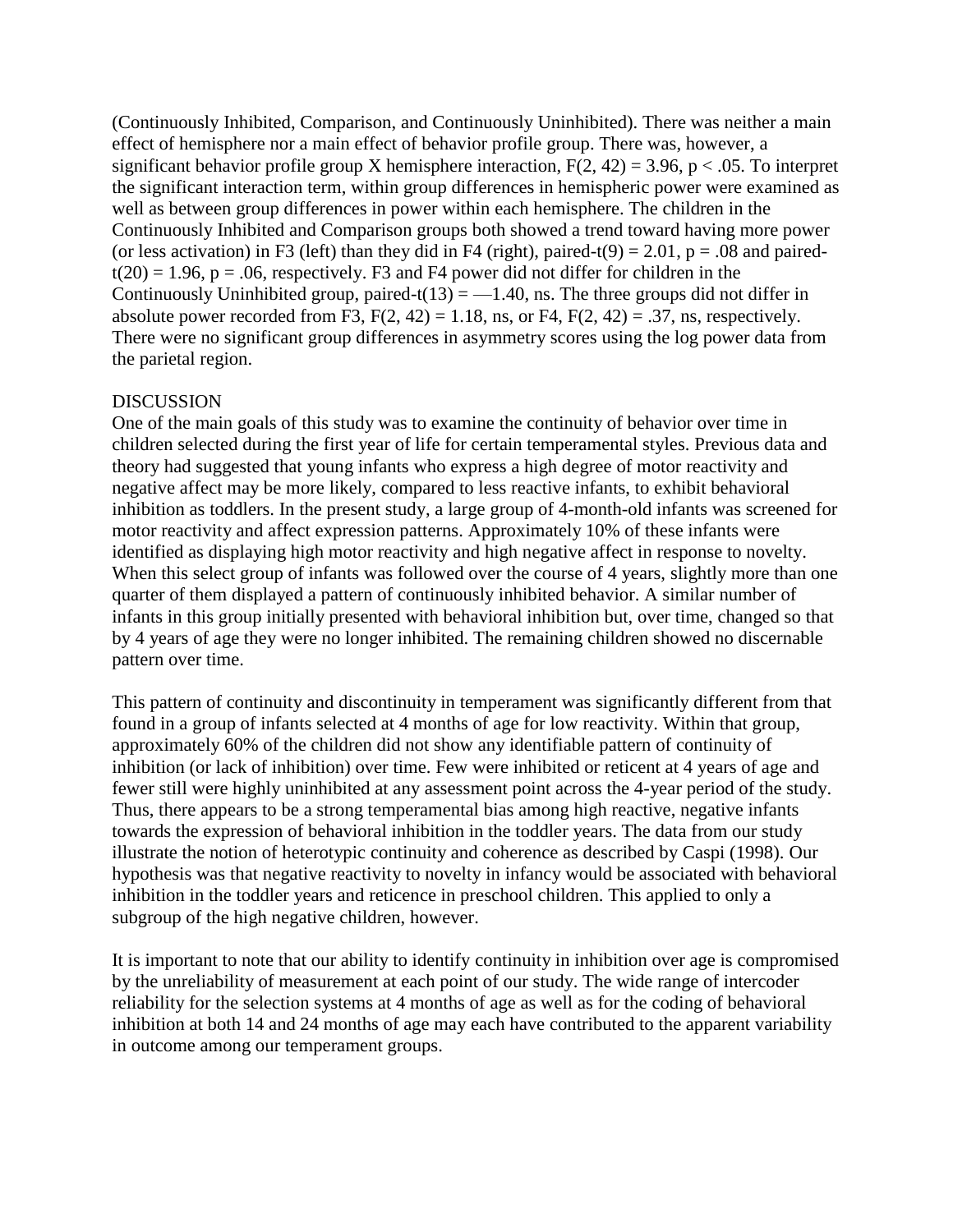(Continuously Inhibited, Comparison, and Continuously Uninhibited). There was neither a main effect of hemisphere nor a main effect of behavior profile group. There was, however, a significant behavior profile group X hemisphere interaction, $F(2, 42) = 3.96$, $p < .05$. To interpret the significant interaction term, within group differences in hemispheric power were examined as well as between group differences in power within each hemisphere. The children in the Continuously Inhibited and Comparison groups both showed a trend toward having more power (or less activation) in F3 (left) than they did in F4 (right), paired-$t(9) = 2.01$, $p = .08$ and paired-$t(20) = 1.96$, $p = .06$, respectively. F3 and F4 power did not differ for children in the Continuously Uninhibited group, paired-$t(13) = —1.40$, ns. The three groups did not differ in absolute power recorded from F3, $F(2, 42) = 1.18$, ns, or F4, $F(2, 42) = .37$, ns, respectively. There were no significant group differences in asymmetry scores using the log power data from the parietal region.

## DISCUSSION

One of the main goals of this study was to examine the continuity of behavior over time in children selected during the first year of life for certain temperamental styles. Previous data and theory had suggested that young infants who express a high degree of motor reactivity and negative affect may be more likely, compared to less reactive infants, to exhibit behavioral inhibition as toddlers. In the present study, a large group of 4-month-old infants was screened for motor reactivity and affect expression patterns. Approximately 10% of these infants were identified as displaying high motor reactivity and high negative affect in response to novelty. When this select group of infants was followed over the course of 4 years, slightly more than one quarter of them displayed a pattern of continuously inhibited behavior. A similar number of infants in this group initially presented with behavioral inhibition but, over time, changed so that by 4 years of age they were no longer inhibited. The remaining children showed no discernable pattern over time.

This pattern of continuity and discontinuity in temperament was significantly different from that found in a group of infants selected at 4 months of age for low reactivity. Within that group, approximately 60% of the children did not show any identifiable pattern of continuity of inhibition (or lack of inhibition) over time. Few were inhibited or reticent at 4 years of age and fewer still were highly uninhibited at any assessment point across the 4-year period of the study. Thus, there appears to be a strong temperamental bias among high reactive, negative infants towards the expression of behavioral inhibition in the toddler years. The data from our study illustrate the notion of heterotypic continuity and coherence as described by Caspi (1998). Our hypothesis was that negative reactivity to novelty in infancy would be associated with behavioral inhibition in the toddler years and reticence in preschool children. This applied to only a subgroup of the high negative children, however.

It is important to note that our ability to identify continuity in inhibition over age is compromised by the unreliability of measurement at each point of our study. The wide range of intercoder reliability for the selection systems at 4 months of age as well as for the coding of behavioral inhibition at both 14 and 24 months of age may each have contributed to the apparent variability in outcome among our temperament groups.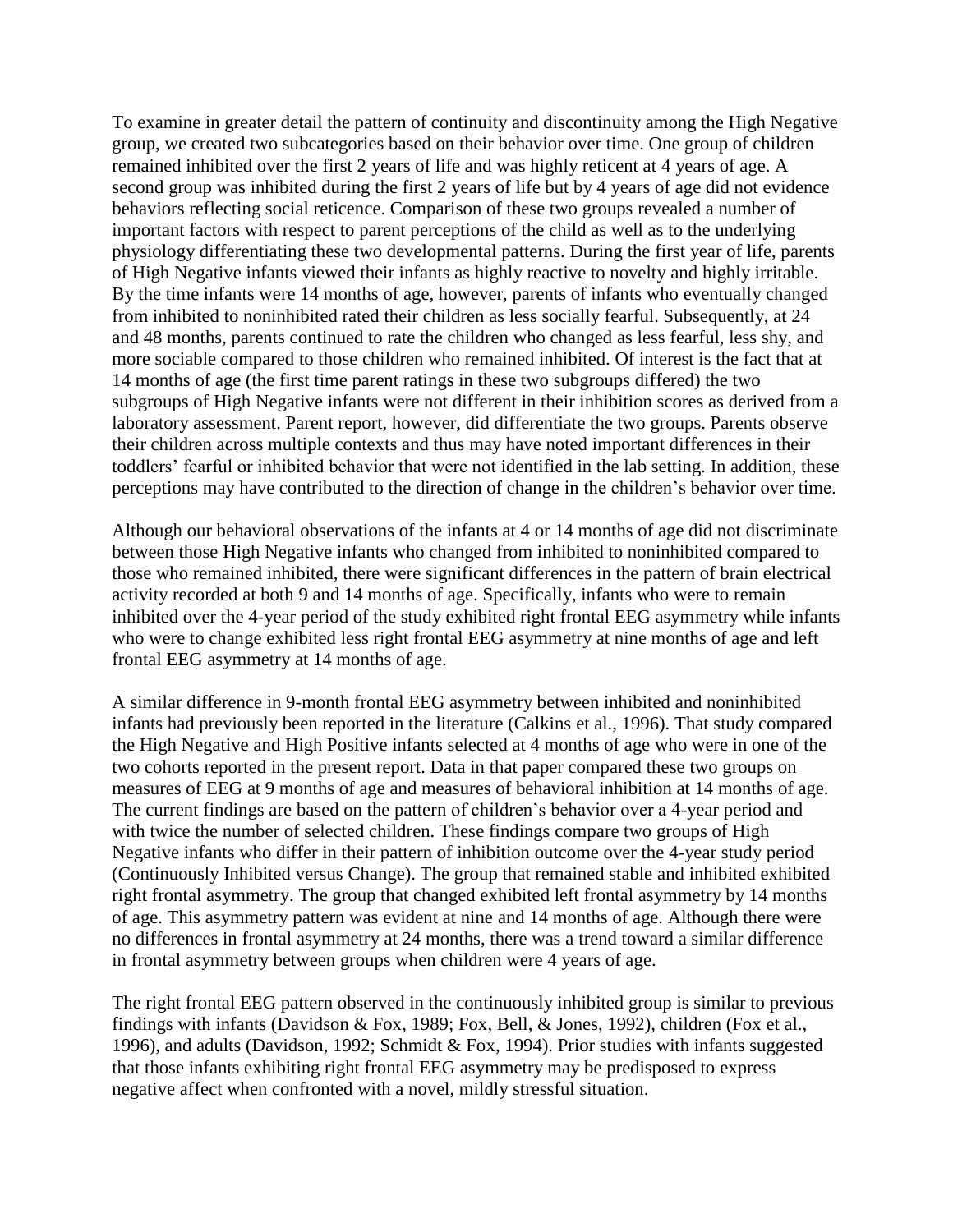To examine in greater detail the pattern of continuity and discontinuity among the High Negative group, we created two subcategories based on their behavior over time. One group of children remained inhibited over the first 2 years of life and was highly reticent at 4 years of age. A second group was inhibited during the first 2 years of life but by 4 years of age did not evidence behaviors reflecting social reticence. Comparison of these two groups revealed a number of important factors with respect to parent perceptions of the child as well as to the underlying physiology differentiating these two developmental patterns. During the first year of life, parents of High Negative infants viewed their infants as highly reactive to novelty and highly irritable. By the time infants were 14 months of age, however, parents of infants who eventually changed from inhibited to noninhibited rated their children as less socially fearful. Subsequently, at 24 and 48 months, parents continued to rate the children who changed as less fearful, less shy, and more sociable compared to those children who remained inhibited. Of interest is the fact that at 14 months of age (the first time parent ratings in these two subgroups differed) the two subgroups of High Negative infants were not different in their inhibition scores as derived from a laboratory assessment. Parent report, however, did differentiate the two groups. Parents observe their children across multiple contexts and thus may have noted important differences in their toddlers' fearful or inhibited behavior that were not identified in the lab setting. In addition, these perceptions may have contributed to the direction of change in the children's behavior over time.

Although our behavioral observations of the infants at 4 or 14 months of age did not discriminate between those High Negative infants who changed from inhibited to noninhibited compared to those who remained inhibited, there were significant differences in the pattern of brain electrical activity recorded at both 9 and 14 months of age. Specifically, infants who were to remain inhibited over the 4-year period of the study exhibited right frontal EEG asymmetry while infants who were to change exhibited less right frontal EEG asymmetry at nine months of age and left frontal EEG asymmetry at 14 months of age.

A similar difference in 9-month frontal EEG asymmetry between inhibited and noninhibited infants had previously been reported in the literature (Calkins et al., 1996). That study compared the High Negative and High Positive infants selected at 4 months of age who were in one of the two cohorts reported in the present report. Data in that paper compared these two groups on measures of EEG at 9 months of age and measures of behavioral inhibition at 14 months of age. The current findings are based on the pattern of children's behavior over a 4-year period and with twice the number of selected children. These findings compare two groups of High Negative infants who differ in their pattern of inhibition outcome over the 4-year study period (Continuously Inhibited versus Change). The group that remained stable and inhibited exhibited right frontal asymmetry. The group that changed exhibited left frontal asymmetry by 14 months of age. This asymmetry pattern was evident at nine and 14 months of age. Although there were no differences in frontal asymmetry at 24 months, there was a trend toward a similar difference in frontal asymmetry between groups when children were 4 years of age.

The right frontal EEG pattern observed in the continuously inhibited group is similar to previous findings with infants (Davidson & Fox, 1989; Fox, Bell, & Jones, 1992), children (Fox et al., 1996), and adults (Davidson, 1992; Schmidt & Fox, 1994). Prior studies with infants suggested that those infants exhibiting right frontal EEG asymmetry may be predisposed to express negative affect when confronted with a novel, mildly stressful situation.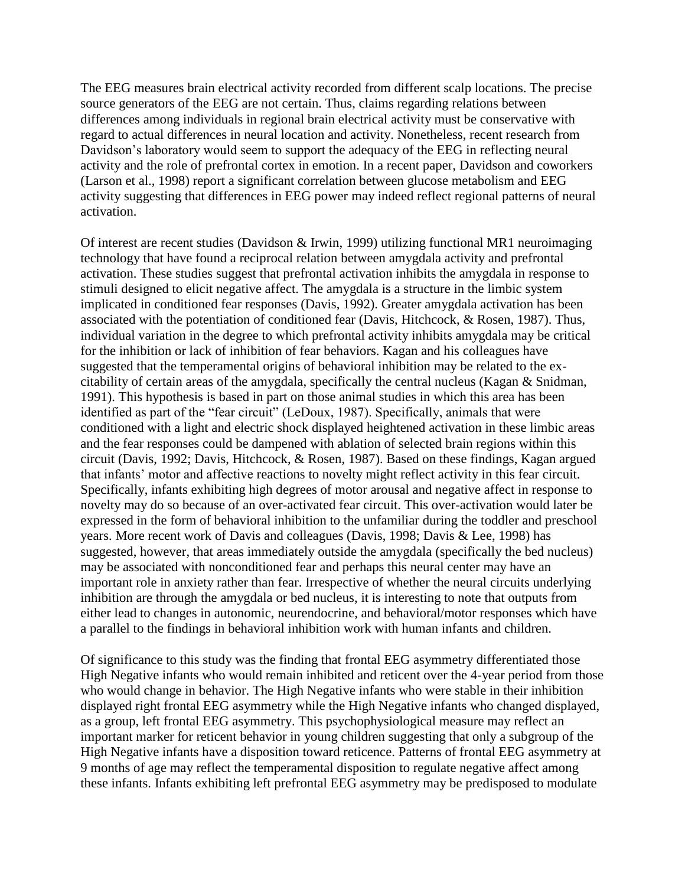The EEG measures brain electrical activity recorded from different scalp locations. The precise source generators of the EEG are not certain. Thus, claims regarding relations between differences among individuals in regional brain electrical activity must be conservative with regard to actual differences in neural location and activity. Nonetheless, recent research from Davidson's laboratory would seem to support the adequacy of the EEG in reflecting neural activity and the role of prefrontal cortex in emotion. In a recent paper, Davidson and coworkers (Larson et al., 1998) report a significant correlation between glucose metabolism and EEG activity suggesting that differences in EEG power may indeed reflect regional patterns of neural activation.

Of interest are recent studies (Davidson & Irwin, 1999) utilizing functional MR1 neuroimaging technology that have found a reciprocal relation between amygdala activity and prefrontal activation. These studies suggest that prefrontal activation inhibits the amygdala in response to stimuli designed to elicit negative affect. The amygdala is a structure in the limbic system implicated in conditioned fear responses (Davis, 1992). Greater amygdala activation has been associated with the potentiation of conditioned fear (Davis, Hitchcock, & Rosen, 1987). Thus, individual variation in the degree to which prefrontal activity inhibits amygdala may be critical for the inhibition or lack of inhibition of fear behaviors. Kagan and his colleagues have suggested that the temperamental origins of behavioral inhibition may be related to the ex-citability of certain areas of the amygdala, specifically the central nucleus (Kagan & Snidman, 1991). This hypothesis is based in part on those animal studies in which this area has been identified as part of the "fear circuit" (LeDoux, 1987). Specifically, animals that were conditioned with a light and electric shock displayed heightened activation in these limbic areas and the fear responses could be dampened with ablation of selected brain regions within this circuit (Davis, 1992; Davis, Hitchcock, & Rosen, 1987). Based on these findings, Kagan argued that infants' motor and affective reactions to novelty might reflect activity in this fear circuit. Specifically, infants exhibiting high degrees of motor arousal and negative affect in response to novelty may do so because of an over-activated fear circuit. This over-activation would later be expressed in the form of behavioral inhibition to the unfamiliar during the toddler and preschool years. More recent work of Davis and colleagues (Davis, 1998; Davis & Lee, 1998) has suggested, however, that areas immediately outside the amygdala (specifically the bed nucleus) may be associated with nonconditioned fear and perhaps this neural center may have an important role in anxiety rather than fear. Irrespective of whether the neural circuits underlying inhibition are through the amygdala or bed nucleus, it is interesting to note that outputs from either lead to changes in autonomic, neurendocrine, and behavioral/motor responses which have a parallel to the findings in behavioral inhibition work with human infants and children.

Of significance to this study was the finding that frontal EEG asymmetry differentiated those High Negative infants who would remain inhibited and reticent over the 4-year period from those who would change in behavior. The High Negative infants who were stable in their inhibition displayed right frontal EEG asymmetry while the High Negative infants who changed displayed, as a group, left frontal EEG asymmetry. This psychophysiological measure may reflect an important marker for reticent behavior in young children suggesting that only a subgroup of the High Negative infants have a disposition toward reticence. Patterns of frontal EEG asymmetry at 9 months of age may reflect the temperamental disposition to regulate negative affect among these infants. Infants exhibiting left prefrontal EEG asymmetry may be predisposed to modulate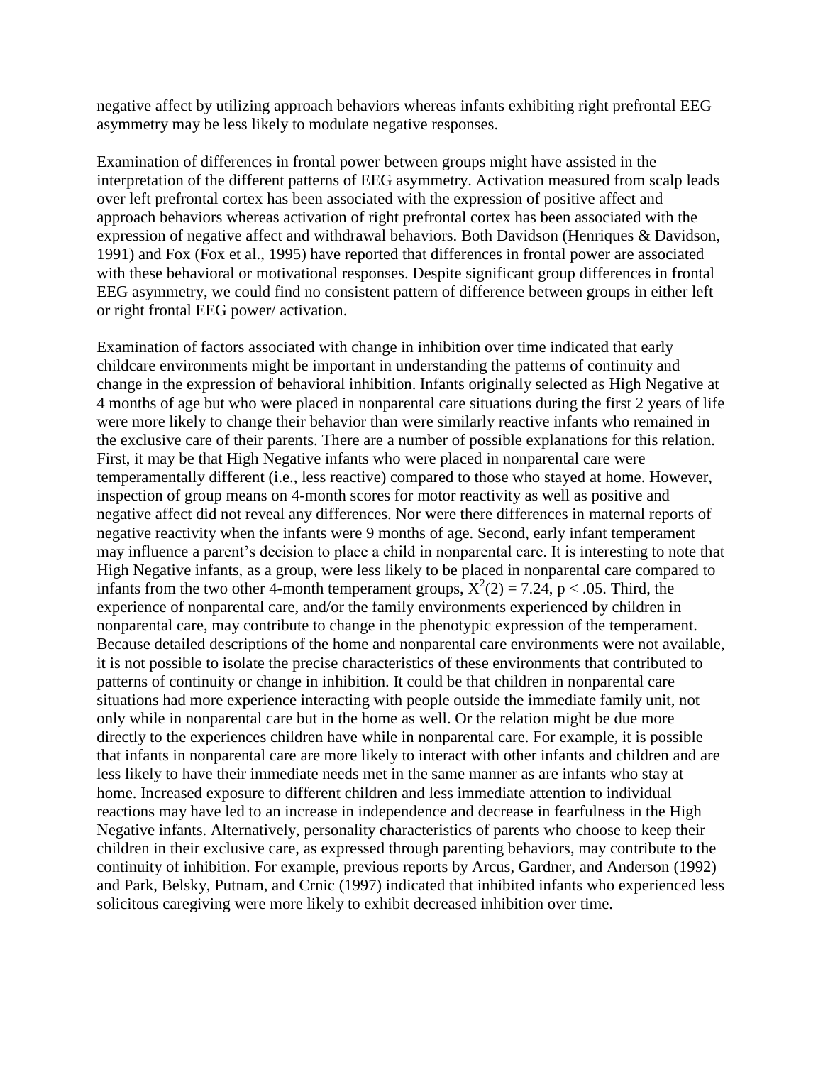negative affect by utilizing approach behaviors whereas infants exhibiting right prefrontal EEG asymmetry may be less likely to modulate negative responses.

Examination of differences in frontal power between groups might have assisted in the interpretation of the different patterns of EEG asymmetry. Activation measured from scalp leads over left prefrontal cortex has been associated with the expression of positive affect and approach behaviors whereas activation of right prefrontal cortex has been associated with the expression of negative affect and withdrawal behaviors. Both Davidson (Henriques & Davidson, 1991) and Fox (Fox et al., 1995) have reported that differences in frontal power are associated with these behavioral or motivational responses. Despite significant group differences in frontal EEG asymmetry, we could find no consistent pattern of difference between groups in either left or right frontal EEG power/ activation.

Examination of factors associated with change in inhibition over time indicated that early childcare environments might be important in understanding the patterns of continuity and change in the expression of behavioral inhibition. Infants originally selected as High Negative at 4 months of age but who were placed in nonparental care situations during the first 2 years of life were more likely to change their behavior than were similarly reactive infants who remained in the exclusive care of their parents. There are a number of possible explanations for this relation. First, it may be that High Negative infants who were placed in nonparental care were temperamentally different (i.e., less reactive) compared to those who stayed at home. However, inspection of group means on 4-month scores for motor reactivity as well as positive and negative affect did not reveal any differences. Nor were there differences in maternal reports of negative reactivity when the infants were 9 months of age. Second, early infant temperament may influence a parent's decision to place a child in nonparental care. It is interesting to note that High Negative infants, as a group, were less likely to be placed in nonparental care compared to infants from the two other 4-month temperament groups, $X^2(2) = 7.24$, $p < .05$. Third, the experience of nonparental care, and/or the family environments experienced by children in nonparental care, may contribute to change in the phenotypic expression of the temperament. Because detailed descriptions of the home and nonparental care environments were not available, it is not possible to isolate the precise characteristics of these environments that contributed to patterns of continuity or change in inhibition. It could be that children in nonparental care situations had more experience interacting with people outside the immediate family unit, not only while in nonparental care but in the home as well. Or the relation might be due more directly to the experiences children have while in nonparental care. For example, it is possible that infants in nonparental care are more likely to interact with other infants and children and are less likely to have their immediate needs met in the same manner as are infants who stay at home. Increased exposure to different children and less immediate attention to individual reactions may have led to an increase in independence and decrease in fearfulness in the High Negative infants. Alternatively, personality characteristics of parents who choose to keep their children in their exclusive care, as expressed through parenting behaviors, may contribute to the continuity of inhibition. For example, previous reports by Arcus, Gardner, and Anderson (1992) and Park, Belsky, Putnam, and Crnic (1997) indicated that inhibited infants who experienced less solicitous caregiving were more likely to exhibit decreased inhibition over time.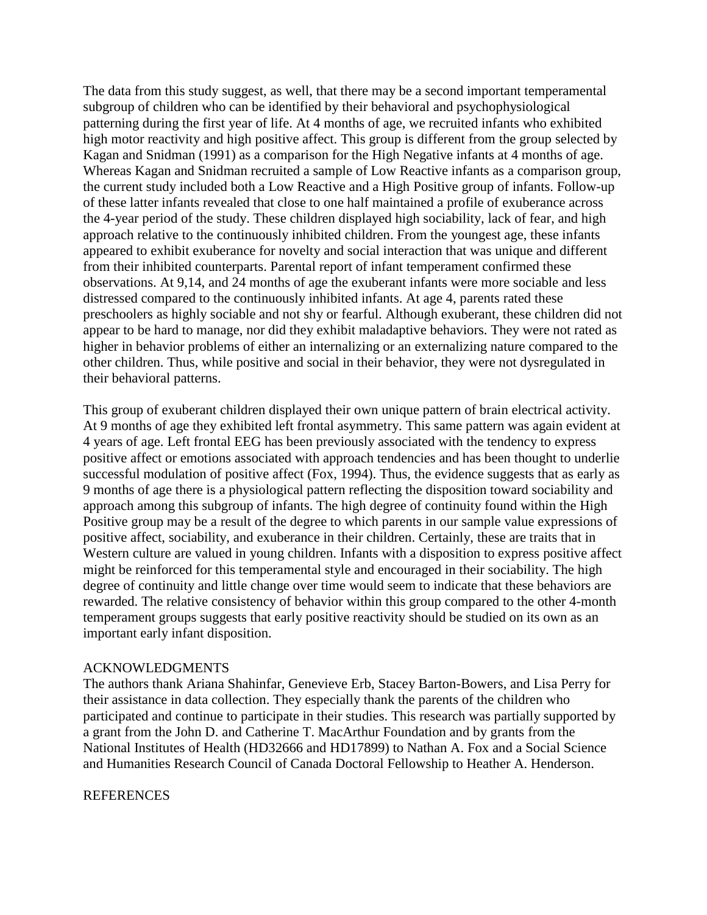The data from this study suggest, as well, that there may be a second important temperamental subgroup of children who can be identified by their behavioral and psychophysiological patterning during the first year of life. At 4 months of age, we recruited infants who exhibited high motor reactivity and high positive affect. This group is different from the group selected by Kagan and Snidman (1991) as a comparison for the High Negative infants at 4 months of age. Whereas Kagan and Snidman recruited a sample of Low Reactive infants as a comparison group, the current study included both a Low Reactive and a High Positive group of infants. Follow-up of these latter infants revealed that close to one half maintained a profile of exuberance across the 4-year period of the study. These children displayed high sociability, lack of fear, and high approach relative to the continuously inhibited children. From the youngest age, these infants appeared to exhibit exuberance for novelty and social interaction that was unique and different from their inhibited counterparts. Parental report of infant temperament confirmed these observations. At 9,14, and 24 months of age the exuberant infants were more sociable and less distressed compared to the continuously inhibited infants. At age 4, parents rated these preschoolers as highly sociable and not shy or fearful. Although exuberant, these children did not appear to be hard to manage, nor did they exhibit maladaptive behaviors. They were not rated as higher in behavior problems of either an internalizing or an externalizing nature compared to the other children. Thus, while positive and social in their behavior, they were not dysregulated in their behavioral patterns.

This group of exuberant children displayed their own unique pattern of brain electrical activity. At 9 months of age they exhibited left frontal asymmetry. This same pattern was again evident at 4 years of age. Left frontal EEG has been previously associated with the tendency to express positive affect or emotions associated with approach tendencies and has been thought to underlie successful modulation of positive affect (Fox, 1994). Thus, the evidence suggests that as early as 9 months of age there is a physiological pattern reflecting the disposition toward sociability and approach among this subgroup of infants. The high degree of continuity found within the High Positive group may be a result of the degree to which parents in our sample value expressions of positive affect, sociability, and exuberance in their children. Certainly, these are traits that in Western culture are valued in young children. Infants with a disposition to express positive affect might be reinforced for this temperamental style and encouraged in their sociability. The high degree of continuity and little change over time would seem to indicate that these behaviors are rewarded. The relative consistency of behavior within this group compared to the other 4-month temperament groups suggests that early positive reactivity should be studied on its own as an important early infant disposition.

## ACKNOWLEDGMENTS

The authors thank Ariana Shahinfar, Genevieve Erb, Stacey Barton-Bowers, and Lisa Perry for their assistance in data collection. They especially thank the parents of the children who participated and continue to participate in their studies. This research was partially supported by a grant from the John D. and Catherine T. MacArthur Foundation and by grants from the National Institutes of Health (HD32666 and HD17899) to Nathan A. Fox and a Social Science and Humanities Research Council of Canada Doctoral Fellowship to Heather A. Henderson.

## REFERENCES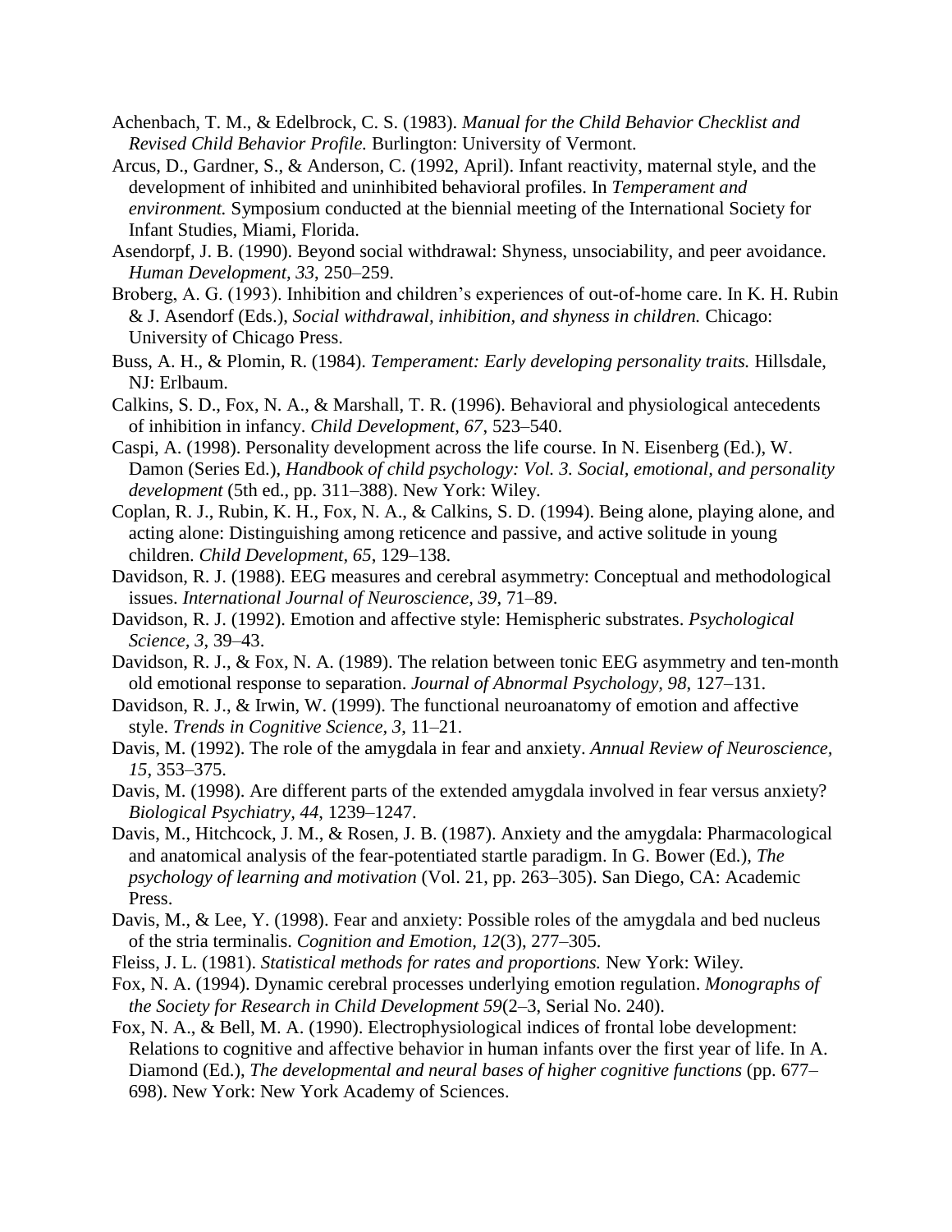Achenbach, T. M., & Edelbrock, C. S. (1983). *Manual for the Child Behavior Checklist and Revised Child Behavior Profile.* Burlington: University of Vermont.

Arcus, D., Gardner, S., & Anderson, C. (1992, April). Infant reactivity, maternal style, and the development of inhibited and uninhibited behavioral profiles. In *Temperament and environment.* Symposium conducted at the biennial meeting of the International Society for Infant Studies, Miami, Florida.

Asendorpf, J. B. (1990). Beyond social withdrawal: Shyness, unsociability, and peer avoidance. *Human Development, 33*, 250–259.

Broberg, A. G. (1993). Inhibition and children's experiences of out-of-home care. In K. H. Rubin & J. Asendorf (Eds.), *Social withdrawal, inhibition, and shyness in children.* Chicago: University of Chicago Press.

Buss, A. H., & Plomin, R. (1984). *Temperament: Early developing personality traits.* Hillsdale, NJ: Erlbaum.

Calkins, S. D., Fox, N. A., & Marshall, T. R. (1996). Behavioral and physiological antecedents of inhibition in infancy. *Child Development, 67*, 523–540.

Caspi, A. (1998). Personality development across the life course. In N. Eisenberg (Ed.), W. Damon (Series Ed.), *Handbook of child psychology: Vol. 3. Social, emotional, and personality development* (5th ed., pp. 311–388). New York: Wiley.

Coplan, R. J., Rubin, K. H., Fox, N. A., & Calkins, S. D. (1994). Being alone, playing alone, and acting alone: Distinguishing among reticence and passive, and active solitude in young children. *Child Development, 65*, 129–138.

Davidson, R. J. (1988). EEG measures and cerebral asymmetry: Conceptual and methodological issues. *International Journal of Neuroscience, 39*, 71–89.

Davidson, R. J. (1992). Emotion and affective style: Hemispheric substrates. *Psychological Science, 3*, 39–43.

Davidson, R. J., & Fox, N. A. (1989). The relation between tonic EEG asymmetry and ten-month old emotional response to separation. *Journal of Abnormal Psychology, 98*, 127–131.

Davidson, R. J., & Irwin, W. (1999). The functional neuroanatomy of emotion and affective style. *Trends in Cognitive Science, 3*, 11–21.

Davis, M. (1992). The role of the amygdala in fear and anxiety. *Annual Review of Neuroscience, 15*, 353–375.

Davis, M. (1998). Are different parts of the extended amygdala involved in fear versus anxiety? *Biological Psychiatry, 44*, 1239–1247.

Davis, M., Hitchcock, J. M., & Rosen, J. B. (1987). Anxiety and the amygdala: Pharmacological and anatomical analysis of the fear-potentiated startle paradigm. In G. Bower (Ed.), *The psychology of learning and motivation* (Vol. 21, pp. 263–305). San Diego, CA: Academic Press.

Davis, M., & Lee, Y. (1998). Fear and anxiety: Possible roles of the amygdala and bed nucleus of the stria terminalis. *Cognition and Emotion, 12*(3), 277–305.

Fleiss, J. L. (1981). *Statistical methods for rates and proportions.* New York: Wiley.

Fox, N. A. (1994). Dynamic cerebral processes underlying emotion regulation. *Monographs of the Society for Research in Child Development 59*(2–3, Serial No. 240).

Fox, N. A., & Bell, M. A. (1990). Electrophysiological indices of frontal lobe development: Relations to cognitive and affective behavior in human infants over the first year of life. In A. Diamond (Ed.), *The developmental and neural bases of higher cognitive functions* (pp. 677–698). New York: New York Academy of Sciences.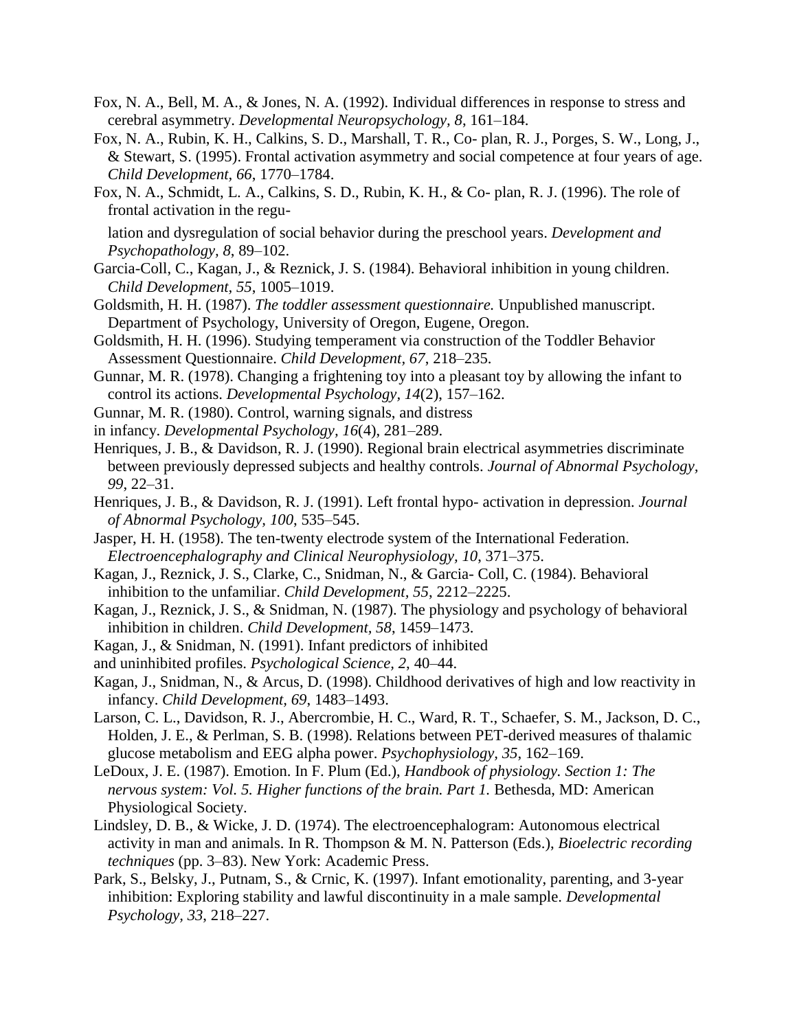Fox, N. A., Bell, M. A., & Jones, N. A. (1992). Individual differences in response to stress and cerebral asymmetry. *Developmental Neuropsychology, 8*, 161–184.

Fox, N. A., Rubin, K. H., Calkins, S. D., Marshall, T. R., Co- plan, R. J., Porges, S. W., Long, J., & Stewart, S. (1995). Frontal activation asymmetry and social competence at four years of age. *Child Development, 66*, 1770–1784.

Fox, N. A., Schmidt, L. A., Calkins, S. D., Rubin, K. H., & Co- plan, R. J. (1996). The role of frontal activation in the regu-

lation and dysregulation of social behavior during the preschool years. *Development and Psychopathology, 8*, 89–102.

Garcia-Coll, C., Kagan, J., & Reznick, J. S. (1984). Behavioral inhibition in young children. *Child Development, 55*, 1005–1019.

Goldsmith, H. H. (1987). *The toddler assessment questionnaire.* Unpublished manuscript. Department of Psychology, University of Oregon, Eugene, Oregon.

Goldsmith, H. H. (1996). Studying temperament via construction of the Toddler Behavior Assessment Questionnaire. *Child Development, 67*, 218–235.

Gunnar, M. R. (1978). Changing a frightening toy into a pleasant toy by allowing the infant to control its actions. *Developmental Psychology, 14*(2), 157–162.

Gunnar, M. R. (1980). Control, warning signals, and distress

in infancy. *Developmental Psychology, 16*(4), 281–289.

Henriques, J. B., & Davidson, R. J. (1990). Regional brain electrical asymmetries discriminate between previously depressed subjects and healthy controls. *Journal of Abnormal Psychology, 99*, 22–31.

Henriques, J. B., & Davidson, R. J. (1991). Left frontal hypo- activation in depression. *Journal of Abnormal Psychology, 100*, 535–545.

Jasper, H. H. (1958). The ten-twenty electrode system of the International Federation. *Electroencephalography and Clinical Neurophysiology, 10*, 371–375.

Kagan, J., Reznick, J. S., Clarke, C., Snidman, N., & Garcia- Coll, C. (1984). Behavioral inhibition to the unfamiliar. *Child Development, 55*, 2212–2225.

Kagan, J., Reznick, J. S., & Snidman, N. (1987). The physiology and psychology of behavioral inhibition in children. *Child Development, 58*, 1459–1473.

Kagan, J., & Snidman, N. (1991). Infant predictors of inhibited

and uninhibited profiles. *Psychological Science, 2*, 40–44.

Kagan, J., Snidman, N., & Arcus, D. (1998). Childhood derivatives of high and low reactivity in infancy. *Child Development, 69*, 1483–1493.

Larson, C. L., Davidson, R. J., Abercrombie, H. C., Ward, R. T., Schaefer, S. M., Jackson, D. C., Holden, J. E., & Perlman, S. B. (1998). Relations between PET-derived measures of thalamic glucose metabolism and EEG alpha power. *Psychophysiology, 35*, 162–169.

LeDoux, J. E. (1987). Emotion. In F. Plum (Ed.), *Handbook of physiology. Section 1: The nervous system: Vol. 5. Higher functions of the brain. Part 1.* Bethesda, MD: American Physiological Society.

Lindsley, D. B., & Wicke, J. D. (1974). The electroencephalogram: Autonomous electrical activity in man and animals. In R. Thompson & M. N. Patterson (Eds.), *Bioelectric recording techniques* (pp. 3–83). New York: Academic Press.

Park, S., Belsky, J., Putnam, S., & Crnic, K. (1997). Infant emotionality, parenting, and 3-year inhibition: Exploring stability and lawful discontinuity in a male sample. *Developmental Psychology, 33*, 218–227.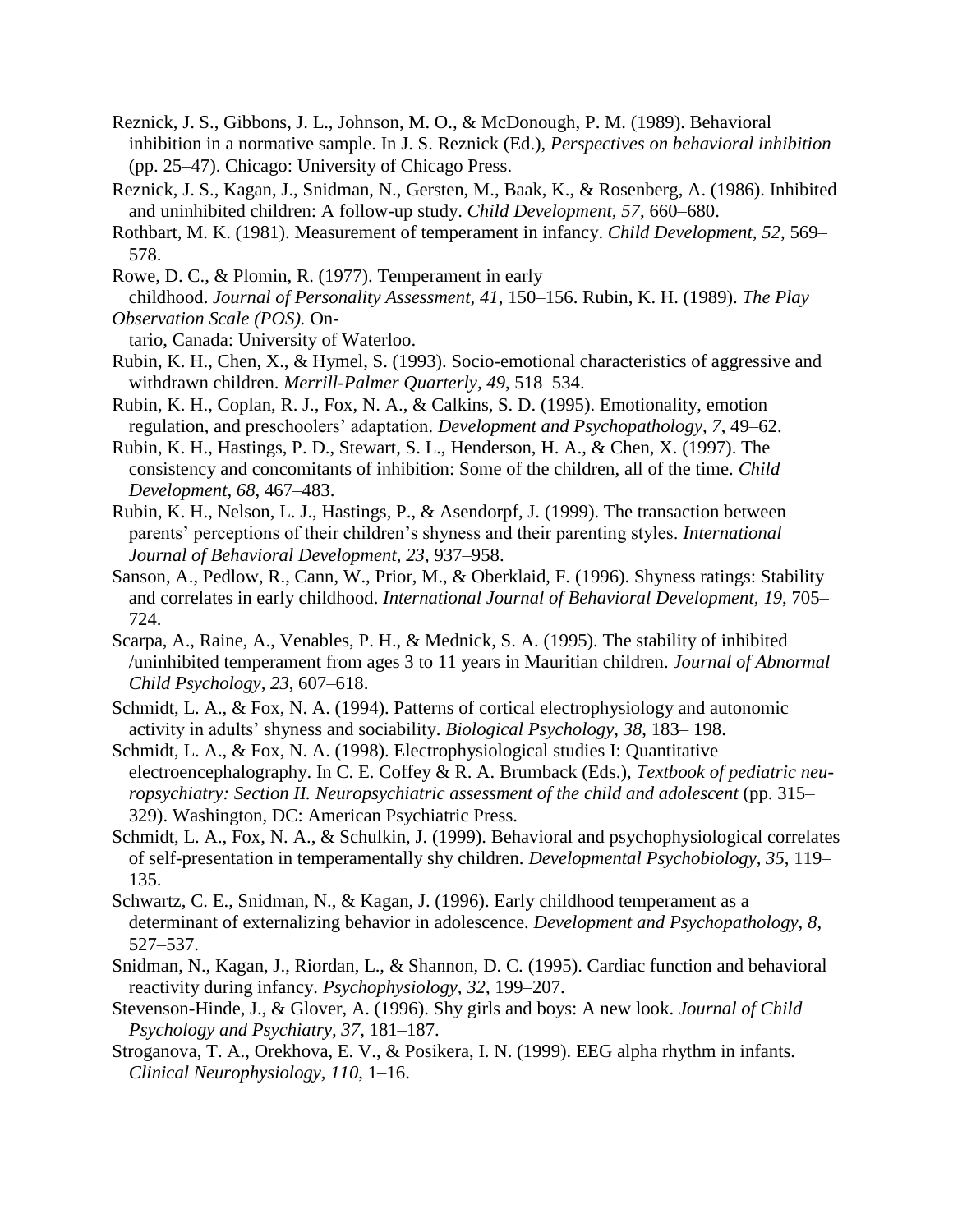Reznick, J. S., Gibbons, J. L., Johnson, M. O., & McDonough, P. M. (1989). Behavioral inhibition in a normative sample. In J. S. Reznick (Ed.), *Perspectives on behavioral inhibition* (pp. 25–47). Chicago: University of Chicago Press.

Reznick, J. S., Kagan, J., Snidman, N., Gersten, M., Baak, K., & Rosenberg, A. (1986). Inhibited and uninhibited children: A follow-up study. *Child Development, 57*, 660–680.

Rothbart, M. K. (1981). Measurement of temperament in infancy. *Child Development, 52*, 569–578.

Rowe, D. C., & Plomin, R. (1977). Temperament in early childhood. *Journal of Personality Assessment, 41*, 150–156. Rubin, K. H. (1989). *The Play Observation Scale (POS).* Ontario, Canada: University of Waterloo.

Rubin, K. H., Chen, X., & Hymel, S. (1993). Socio-emotional characteristics of aggressive and withdrawn children. *Merrill-Palmer Quarterly, 49*, 518–534.

Rubin, K. H., Coplan, R. J., Fox, N. A., & Calkins, S. D. (1995). Emotionality, emotion regulation, and preschoolers' adaptation. *Development and Psychopathology, 7*, 49–62.

Rubin, K. H., Hastings, P. D., Stewart, S. L., Henderson, H. A., & Chen, X. (1997). The consistency and concomitants of inhibition: Some of the children, all of the time. *Child Development, 68*, 467–483.

Rubin, K. H., Nelson, L. J., Hastings, P., & Asendorpf, J. (1999). The transaction between parents' perceptions of their children's shyness and their parenting styles. *International Journal of Behavioral Development, 23*, 937–958.

Sanson, A., Pedlow, R., Cann, W., Prior, M., & Oberklaid, F. (1996). Shyness ratings: Stability and correlates in early childhood. *International Journal of Behavioral Development, 19*, 705–724.

Scarpa, A., Raine, A., Venables, P. H., & Mednick, S. A. (1995). The stability of inhibited /uninhibited temperament from ages 3 to 11 years in Mauritian children. *Journal of Abnormal Child Psychology, 23*, 607–618.

Schmidt, L. A., & Fox, N. A. (1994). Patterns of cortical electrophysiology and autonomic activity in adults' shyness and sociability. *Biological Psychology, 38*, 183– 198.

Schmidt, L. A., & Fox, N. A. (1998). Electrophysiological studies I: Quantitative electroencephalography. In C. E. Coffey & R. A. Brumback (Eds.), *Textbook of pediatric neuropsychiatry: Section II. Neuropsychiatric assessment of the child and adolescent* (pp. 315–329). Washington, DC: American Psychiatric Press.

Schmidt, L. A., Fox, N. A., & Schulkin, J. (1999). Behavioral and psychophysiological correlates of self-presentation in temperamentally shy children. *Developmental Psychobiology, 35*, 119–135.

Schwartz, C. E., Snidman, N., & Kagan, J. (1996). Early childhood temperament as a determinant of externalizing behavior in adolescence. *Development and Psychopathology, 8*, 527–537.

Snidman, N., Kagan, J., Riordan, L., & Shannon, D. C. (1995). Cardiac function and behavioral reactivity during infancy. *Psychophysiology, 32*, 199–207.

Stevenson-Hinde, J., & Glover, A. (1996). Shy girls and boys: A new look. *Journal of Child Psychology and Psychiatry, 37*, 181–187.

Stroganova, T. A., Orekhova, E. V., & Posikera, I. N. (1999). EEG alpha rhythm in infants. *Clinical Neurophysiology, 110*, 1–16.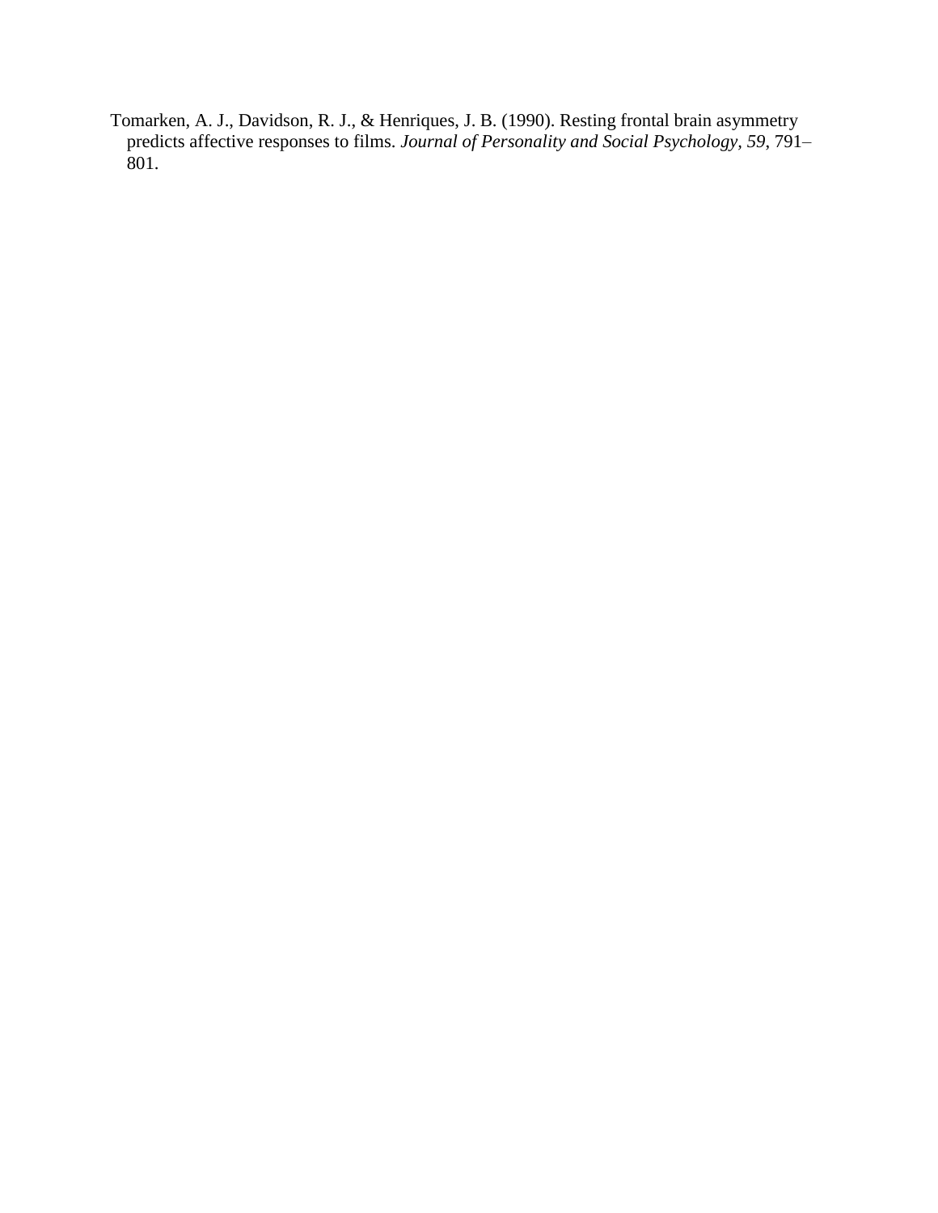Tomarken, A. J., Davidson, R. J., & Henriques, J. B. (1990). Resting frontal brain asymmetry predicts affective responses to films. *Journal of Personality and Social Psychology, 59*, 791–801.